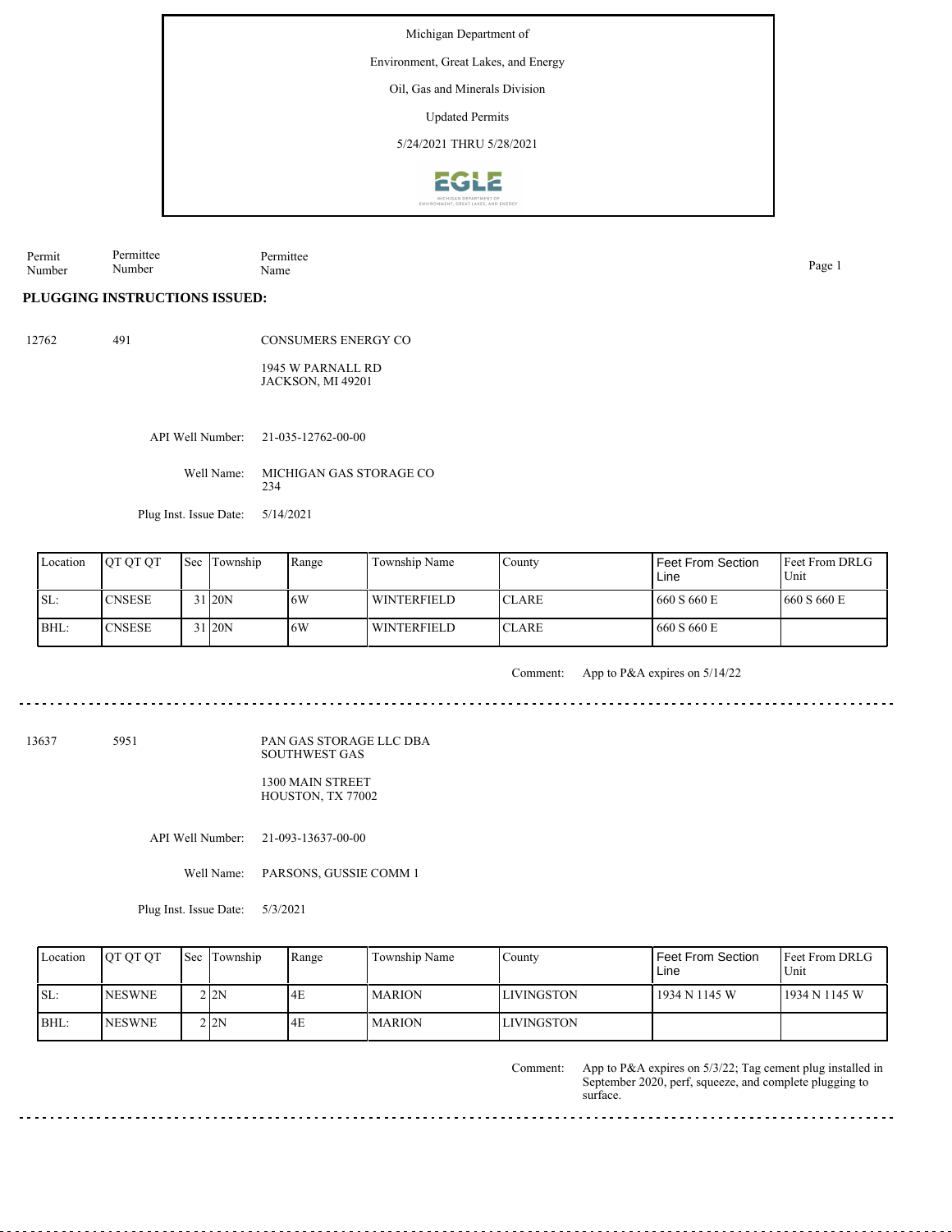Michigan Department of

Environment, Great Lakes, and Energy

Oil, Gas and Minerals Division

Updated Permits

5/24/2021 THRU 5/28/2021

| Permit Number | Permittee Number | Permittee Name |
|---|---|---|

**PLUGGING INSTRUCTIONS ISSUED:**

12762 491 CONSUMERS ENERGY CO

1945 W PARNALL RD
JACKSON, MI 49201

API Well Number: 21-035-12762-00-00

Well Name: MICHIGAN GAS STORAGE CO 234

Plug Inst. Issue Date: 5/14/2021

| Location | QT QT QT | Sec | Township | Range | Township Name | County | Feet From Section Line | Feet From DRLG Unit |
|---|---|---|---|---|---|---|---|---|
| SL: | CNSESE | 31 | 20N | 6W | WINTERFIELD | CLARE | 660 S 660 E | 660 S 660 E |
| BHL: | CNSESE | 31 | 20N | 6W | WINTERFIELD | CLARE | 660 S 660 E | |

Comment: App to P&A expires on 5/14/22

---

13637 5951 PAN GAS STORAGE LLC DBA SOUTHWEST GAS

1300 MAIN STREET
HOUSTON, TX 77002

API Well Number: 21-093-13637-00-00

Well Name: PARSONS, GUSSIE COMM 1

Plug Inst. Issue Date: 5/3/2021

| Location | QT QT QT | Sec | Township | Range | Township Name | County | Feet From Section Line | Feet From DRLG Unit |
|---|---|---|---|---|---|---|---|---|
| SL: | NESWNE | 2 | 2N | 4E | MARION | LIVINGSTON | 1934 N 1145 W | 1934 N 1145 W |
| BHL: | NESWNE | 2 | 2N | 4E | MARION | LIVINGSTON | | |

Comment: App to P&A expires on 5/3/22; Tag cement plug installed in September 2020, perf, squeeze, and complete plugging to surface.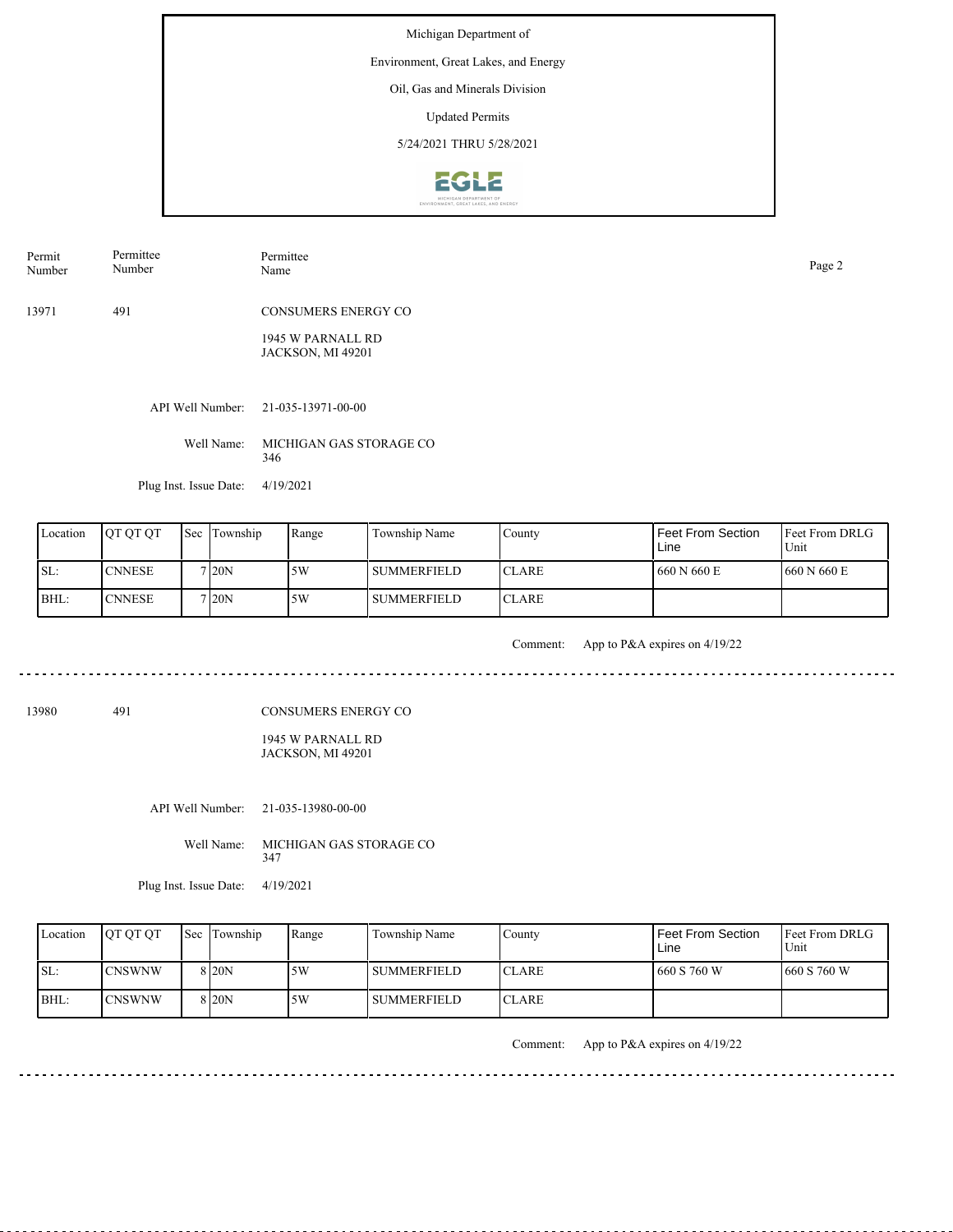Michigan Department of

Environment, Great Lakes, and Energy

Oil, Gas and Minerals Division

Updated Permits

5/24/2021 THRU 5/28/2021

| Permit Number | Permittee Number | Permittee Name |
|---|---|---|
| 13971 | 491 | CONSUMERS ENERGY CO<br>1945 W PARNALL RD<br>JACKSON, MI 49201 |

API Well Number: 21-035-13971-00-00

Well Name: MICHIGAN GAS STORAGE CO 346

Plug Inst. Issue Date: 4/19/2021

| Location | QT QT QT | Sec | Township | Range | Township Name | County | Feet From Section Line | Feet From DRLG Unit |
|---|---|---|---|---|---|---|---|---|
| SL: | CNNESE | 7 | 20N | 5W | SUMMERFIELD | CLARE | 660 N 660 E | 660 N 660 E |
| BHL: | CNNESE | 7 | 20N | 5W | SUMMERFIELD | CLARE | | |

Comment: App to P&A expires on 4/19/22

---

| Permit Number | Permittee Number | Permittee Name |
|---|---|---|
| 13980 | 491 | CONSUMERS ENERGY CO<br>1945 W PARNALL RD<br>JACKSON, MI 49201 |

API Well Number: 21-035-13980-00-00

Well Name: MICHIGAN GAS STORAGE CO 347

Plug Inst. Issue Date: 4/19/2021

| Location | QT QT QT | Sec | Township | Range | Township Name | County | Feet From Section Line | Feet From DRLG Unit |
|---|---|---|---|---|---|---|---|---|
| SL: | CNSWNW | 8 | 20N | 5W | SUMMERFIELD | CLARE | 660 S 760 W | 660 S 760 W |
| BHL: | CNSWNW | 8 | 20N | 5W | SUMMERFIELD | CLARE | | |

Comment: App to P&A expires on 4/19/22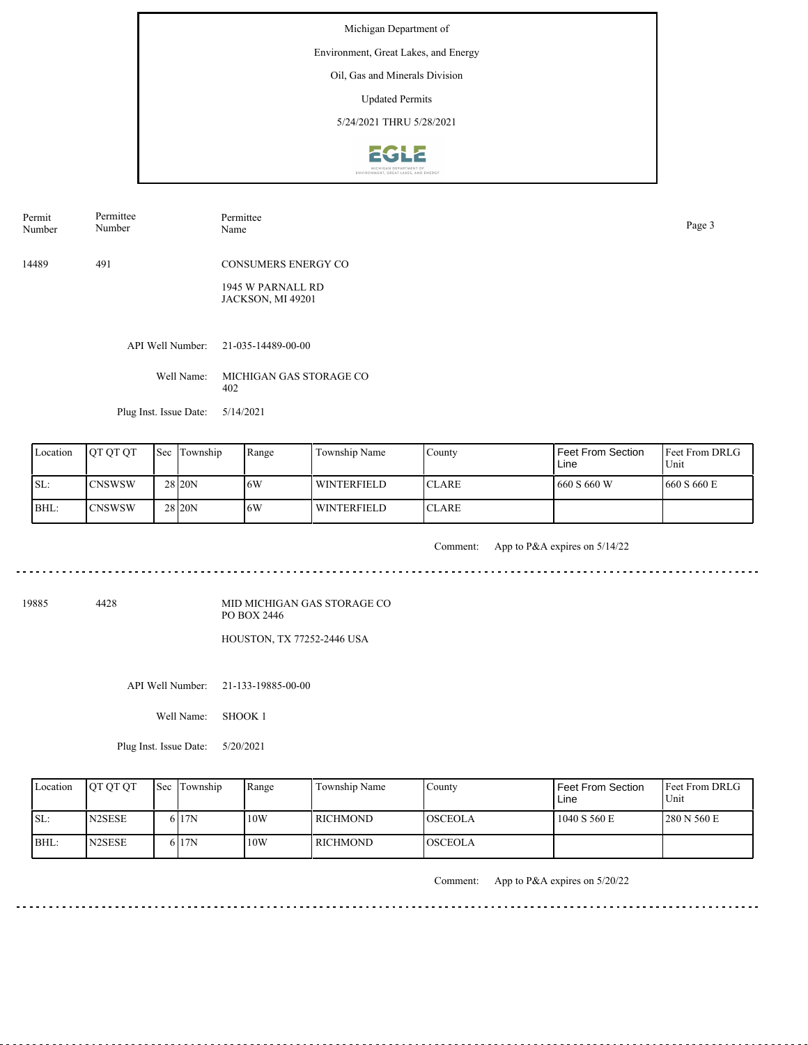Michigan Department of

Environment, Great Lakes, and Energy

Oil, Gas and Minerals Division

Updated Permits

5/24/2021 THRU 5/28/2021

| Permit Number | Permittee Number | Permittee Name |
|---|---|---|
| 14489 | 491 | CONSUMERS ENERGY CO<br>1945 W PARNALL RD<br>JACKSON, MI 49201 |

API Well Number: 21-035-14489-00-00

Well Name: MICHIGAN GAS STORAGE CO 402

Plug Inst. Issue Date: 5/14/2021

| Location | QT QT QT | Sec | Township | Range | Township Name | County | Feet From Section Line | Feet From DRLG Unit |
|---|---|---|---|---|---|---|---|---|
| SL: | CNSWSW | 28 | 20N | 6W | WINTERFIELD | CLARE | 660 S 660 W | 660 S 660 E |
| BHL: | CNSWSW | 28 | 20N | 6W | WINTERFIELD | CLARE | | |

Comment: App to P&A expires on 5/14/22

---

| Permit Number | Permittee Number | Permittee Name |
|---|---|---|
| 19885 | 4428 | MID MICHIGAN GAS STORAGE CO<br>PO BOX 2446<br>HOUSTON, TX 77252-2446 USA |

API Well Number: 21-133-19885-00-00

Well Name: SHOOK 1

Plug Inst. Issue Date: 5/20/2021

| Location | QT QT QT | Sec | Township | Range | Township Name | County | Feet From Section Line | Feet From DRLG Unit |
|---|---|---|---|---|---|---|---|---|
| SL: | N2SESE | 6 | 17N | 10W | RICHMOND | OSCEOLA | 1040 S 560 E | 280 N 560 E |
| BHL: | N2SESE | 6 | 17N | 10W | RICHMOND | OSCEOLA | | |

Comment: App to P&A expires on 5/20/22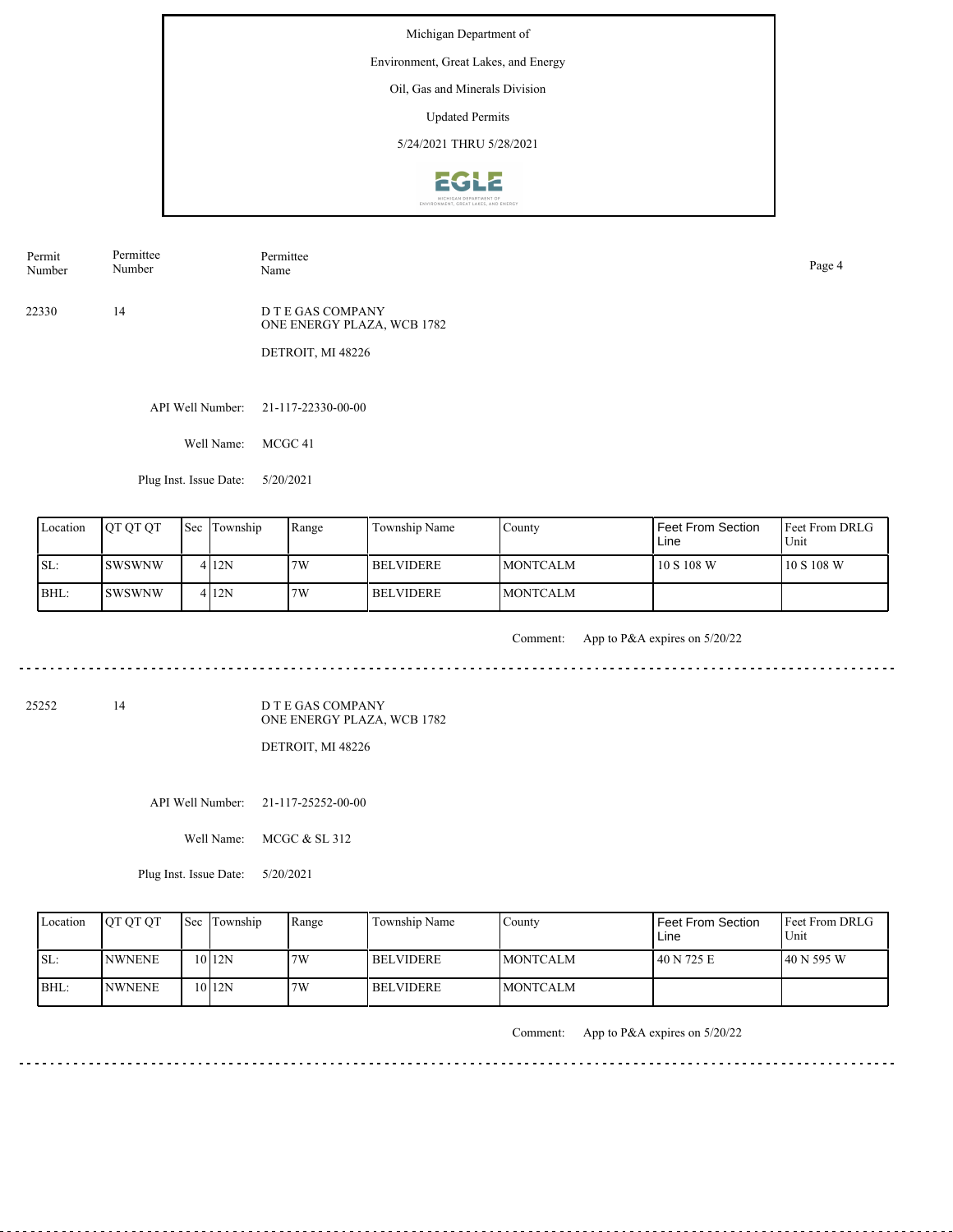Michigan Department of

Environment, Great Lakes, and Energy

Oil, Gas and Minerals Division

Updated Permits

5/24/2021 THRU 5/28/2021

| Permit Number | Permittee Number | Permittee Name |
|---|---|---|

22330 | 14 | D T E GAS COMPANY
ONE ENERGY PLAZA, WCB 1782

DETROIT, MI 48226

API Well Number: 21-117-22330-00-00

Well Name: MCGC 41

Plug Inst. Issue Date: 5/20/2021

| Location | QT QT QT | Sec | Township | Range | Township Name | County | Feet From Section Line | Feet From DRLG Unit |
|---|---|---|---|---|---|---|---|---|
| SL: | SWSWNW | 4 | 12N | 7W | BELVIDERE | MONTCALM | 10 S 108 W | 10 S 108 W |
| BHL: | SWSWNW | 4 | 12N | 7W | BELVIDERE | MONTCALM | | |

Comment: App to P&A expires on 5/20/22

---

25252 | 14 | D T E GAS COMPANY
ONE ENERGY PLAZA, WCB 1782

DETROIT, MI 48226

API Well Number: 21-117-25252-00-00

Well Name: MCGC & SL 312

Plug Inst. Issue Date: 5/20/2021

| Location | QT QT QT | Sec | Township | Range | Township Name | County | Feet From Section Line | Feet From DRLG Unit |
|---|---|---|---|---|---|---|---|---|
| SL: | NWNENE | 10 | 12N | 7W | BELVIDERE | MONTCALM | 40 N 725 E | 40 N 595 W |
| BHL: | NWNENE | 10 | 12N | 7W | BELVIDERE | MONTCALM | | |

Comment: App to P&A expires on 5/20/22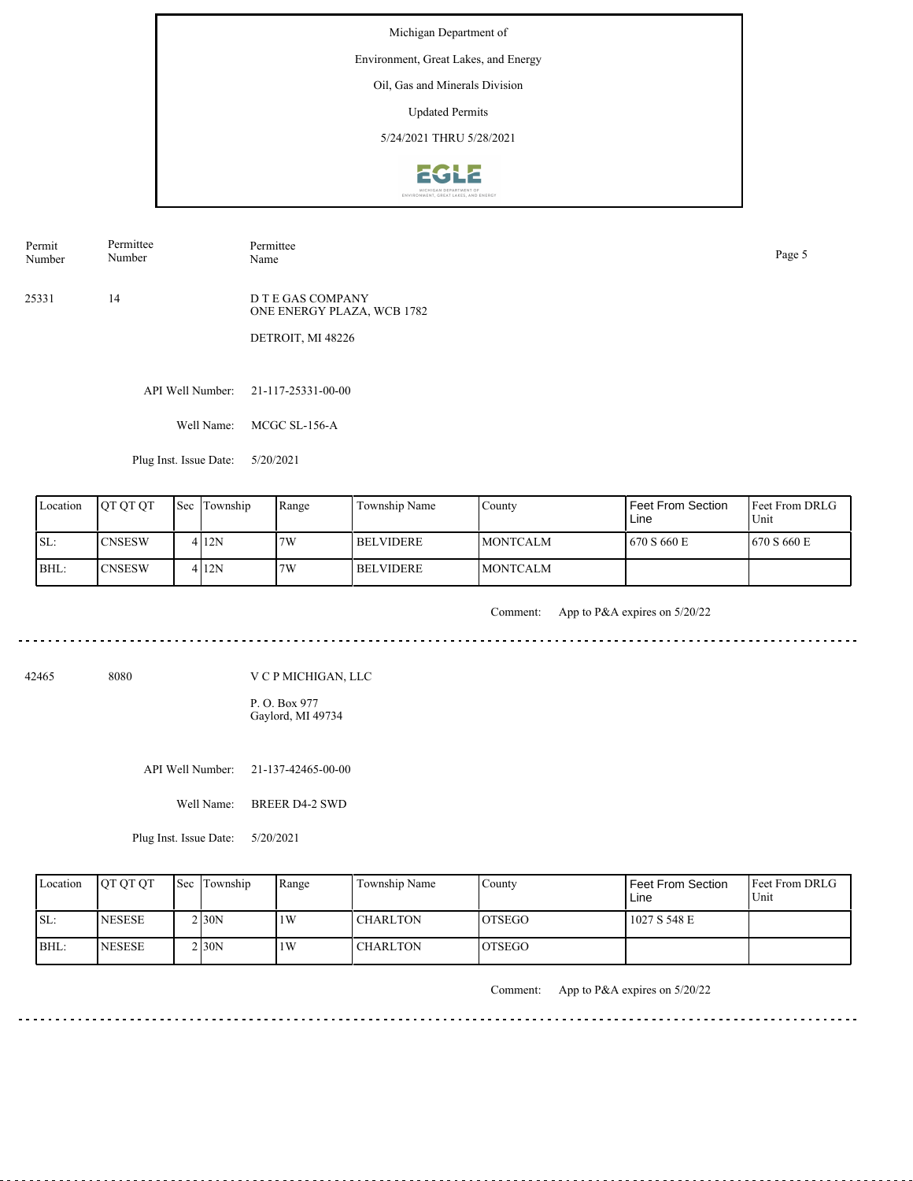Michigan Department of

Environment, Great Lakes, and Energy

Oil, Gas and Minerals Division

Updated Permits

5/24/2021 THRU 5/28/2021

| Permit Number | Permittee Number | Permittee Name |
|---|---|---|
| 25331 | 14 | D T E GAS COMPANY<br>ONE ENERGY PLAZA, WCB 1782<br>DETROIT, MI 48226 |

API Well Number: 21-117-25331-00-00

Well Name: MCGC SL-156-A

Plug Inst. Issue Date: 5/20/2021

| Location | QT QT QT | Sec | Township | Range | Township Name | County | Feet From Section Line | Feet From DRLG Unit |
|---|---|---|---|---|---|---|---|---|
| SL: | CNSESW | 4 | 12N | 7W | BELVIDERE | MONTCALM | 670 S 660 E | 670 S 660 E |
| BHL: | CNSESW | 4 | 12N | 7W | BELVIDERE | MONTCALM | | |

Comment: App to P&A expires on 5/20/22

---

| Permit Number | Permittee Number | Permittee Name |
|---|---|---|
| 42465 | 8080 | V C P MICHIGAN, LLC<br>P. O. Box 977<br>Gaylord, MI 49734 |

API Well Number: 21-137-42465-00-00

Well Name: BREER D4-2 SWD

Plug Inst. Issue Date: 5/20/2021

| Location | QT QT QT | Sec | Township | Range | Township Name | County | Feet From Section Line | Feet From DRLG Unit |
|---|---|---|---|---|---|---|---|---|
| SL: | NESESE | 2 | 30N | 1W | CHARLTON | OTSEGO | 1027 S 548 E | |
| BHL: | NESESE | 2 | 30N | 1W | CHARLTON | OTSEGO | | |

Comment: App to P&A expires on 5/20/22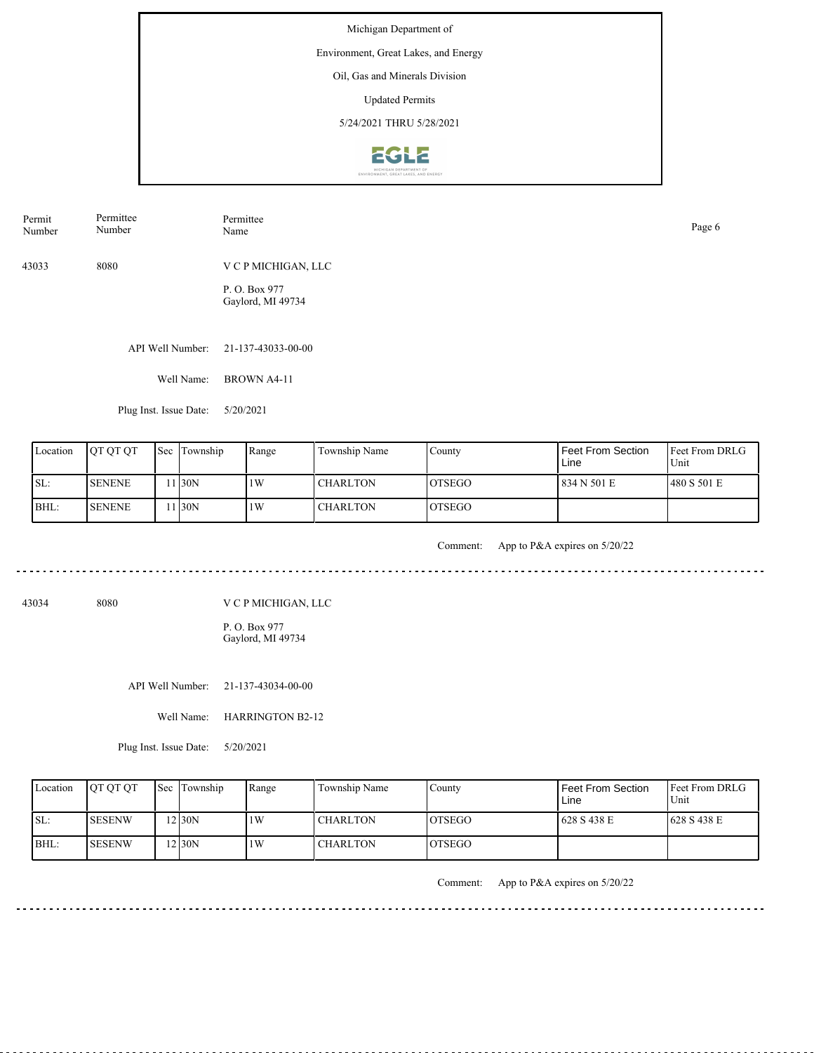Michigan Department of

Environment, Great Lakes, and Energy

Oil, Gas and Minerals Division

Updated Permits

5/24/2021 THRU 5/28/2021

| Permit Number | Permittee Number | Permittee Name |
|---|---|---|

43033 8080 V C P MICHIGAN, LLC

P. O. Box 977
Gaylord, MI 49734

API Well Number: 21-137-43033-00-00

Well Name: BROWN A4-11

Plug Inst. Issue Date: 5/20/2021

| Location | QT QT QT | Sec | Township | Range | Township Name | County | Feet From Section Line | Feet From DRLG Unit |
|---|---|---|---|---|---|---|---|---|
| SL: | SENENE | 11 | 30N | 1W | CHARLTON | OTSEGO | 834 N 501 E | 480 S 501 E |
| BHL: | SENENE | 11 | 30N | 1W | CHARLTON | OTSEGO | | |

Comment: App to P&A expires on 5/20/22

---

43034 8080 V C P MICHIGAN, LLC

P. O. Box 977
Gaylord, MI 49734

API Well Number: 21-137-43034-00-00

Well Name: HARRINGTON B2-12

Plug Inst. Issue Date: 5/20/2021

| Location | QT QT QT | Sec | Township | Range | Township Name | County | Feet From Section Line | Feet From DRLG Unit |
|---|---|---|---|---|---|---|---|---|
| SL: | SESENW | 12 | 30N | 1W | CHARLTON | OTSEGO | 628 S 438 E | 628 S 438 E |
| BHL: | SESENW | 12 | 30N | 1W | CHARLTON | OTSEGO | | |

Comment: App to P&A expires on 5/20/22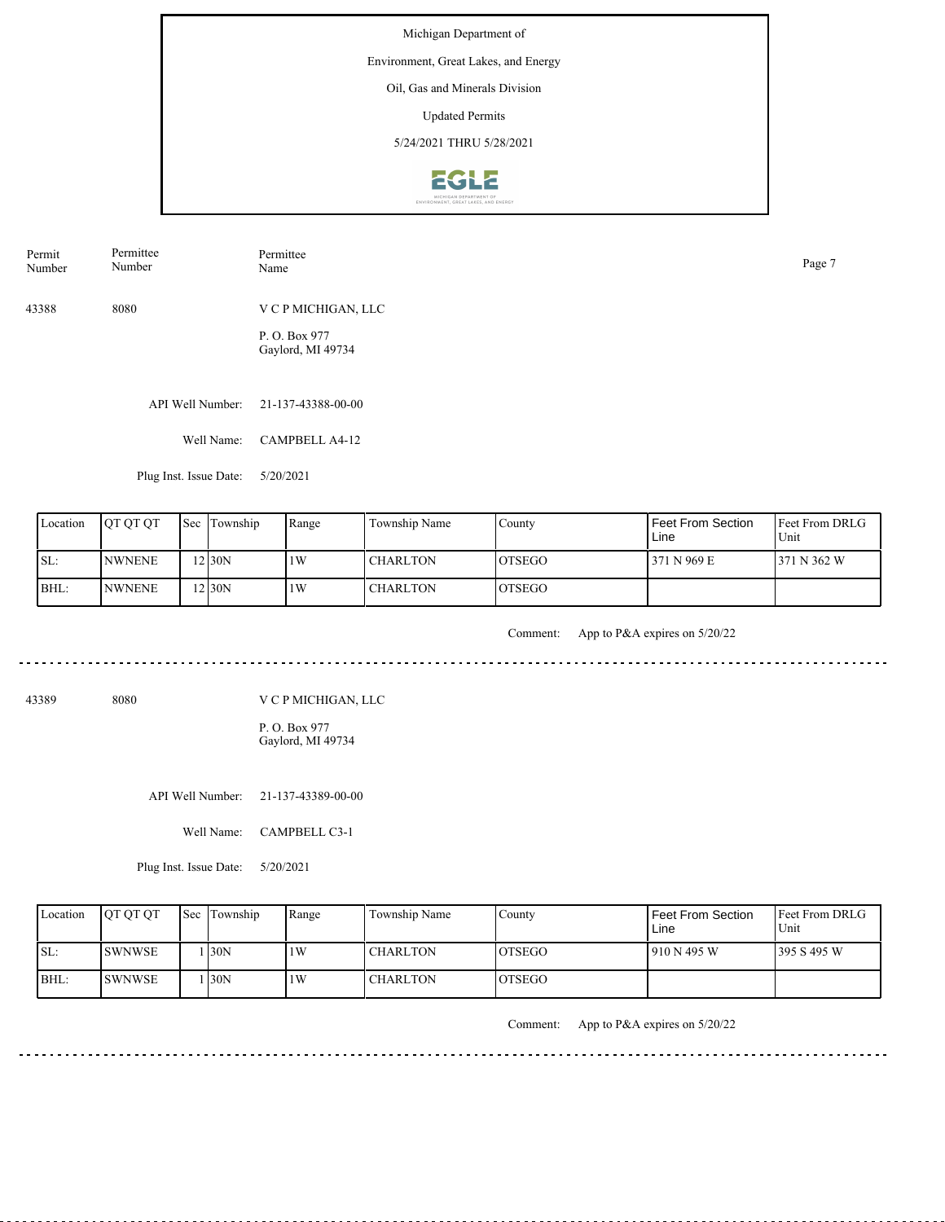Michigan Department of
Environment, Great Lakes, and Energy
Oil, Gas and Minerals Division
Updated Permits
5/24/2021 THRU 5/28/2021

| Permit Number | Permittee Number | Permittee Name |
|---|---|---|
| 43388 | 8080 | V C P MICHIGAN, LLC<br>P. O. Box 977<br>Gaylord, MI 49734 |

API Well Number: 21-137-43388-00-00

Well Name: CAMPBELL A4-12

Plug Inst. Issue Date: 5/20/2021

| Location | QT QT QT | Sec | Township | Range | Township Name | County | Feet From Section Line | Feet From DRLG Unit |
|---|---|---|---|---|---|---|---|---|
| SL: | NWNENE | 12 | 30N | 1W | CHARLTON | OTSEGO | 371 N 969 E | 371 N 362 W |
| BHL: | NWNENE | 12 | 30N | 1W | CHARLTON | OTSEGO | | |

Comment: App to P&A expires on 5/20/22

---

| Permit Number | Permittee Number | Permittee Name |
|---|---|---|
| 43389 | 8080 | V C P MICHIGAN, LLC<br>P. O. Box 977<br>Gaylord, MI 49734 |

API Well Number: 21-137-43389-00-00

Well Name: CAMPBELL C3-1

Plug Inst. Issue Date: 5/20/2021

| Location | QT QT QT | Sec | Township | Range | Township Name | County | Feet From Section Line | Feet From DRLG Unit |
|---|---|---|---|---|---|---|---|---|
| SL: | SWNWSE | 1 | 30N | 1W | CHARLTON | OTSEGO | 910 N 495 W | 395 S 495 W |
| BHL: | SWNWSE | 1 | 30N | 1W | CHARLTON | OTSEGO | | |

Comment: App to P&A expires on 5/20/22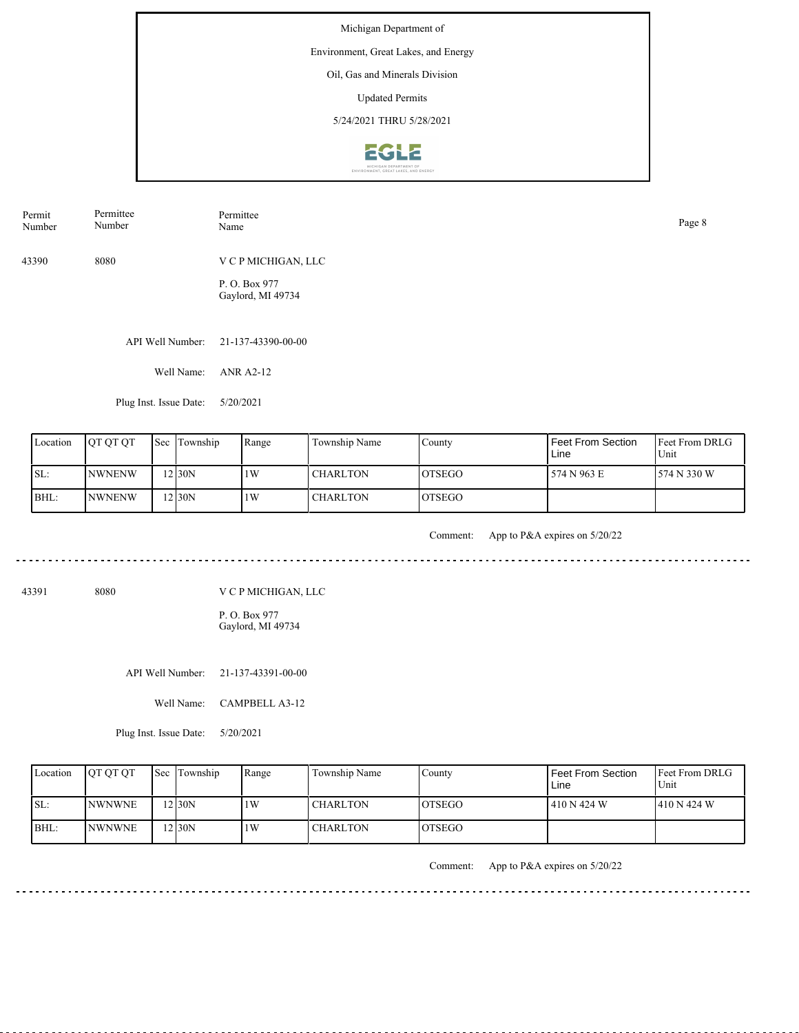Michigan Department of

Environment, Great Lakes, and Energy

Oil, Gas and Minerals Division

Updated Permits

5/24/2021 THRU 5/28/2021

| Permit Number | Permittee Number | Permittee Name |
|---|---|---|
| 43390 | 8080 | V C P MICHIGAN, LLC<br>P. O. Box 977<br>Gaylord, MI 49734 |

API Well Number: 21-137-43390-00-00

Well Name: ANR A2-12

Plug Inst. Issue Date: 5/20/2021

| Location | QT QT QT | Sec | Township | Range | Township Name | County | Feet From Section Line | Feet From DRLG Unit |
|---|---|---|---|---|---|---|---|---|
| SL: | NWNENW | 12 | 30N | 1W | CHARLTON | OTSEGO | 574 N 963 E | 574 N 330 W |
| BHL: | NWNENW | 12 | 30N | 1W | CHARLTON | OTSEGO | | |

Comment: App to P&A expires on 5/20/22

---

| Permit Number | Permittee Number | Permittee Name |
|---|---|---|
| 43391 | 8080 | V C P MICHIGAN, LLC<br>P. O. Box 977<br>Gaylord, MI 49734 |

API Well Number: 21-137-43391-00-00

Well Name: CAMPBELL A3-12

Plug Inst. Issue Date: 5/20/2021

| Location | QT QT QT | Sec | Township | Range | Township Name | County | Feet From Section Line | Feet From DRLG Unit |
|---|---|---|---|---|---|---|---|---|
| SL: | NWNWNE | 12 | 30N | 1W | CHARLTON | OTSEGO | 410 N 424 W | 410 N 424 W |
| BHL: | NWNWNE | 12 | 30N | 1W | CHARLTON | OTSEGO | | |

Comment: App to P&A expires on 5/20/22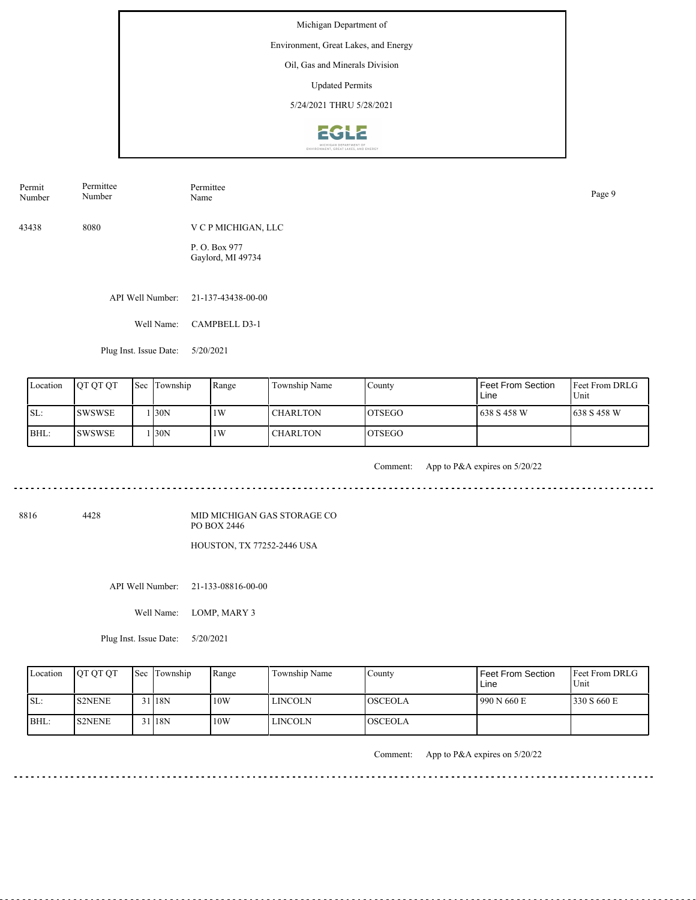Michigan Department of

Environment, Great Lakes, and Energy

Oil, Gas and Minerals Division

Updated Permits

5/24/2021 THRU 5/28/2021

| Permit Number | Permittee Number | Permittee Name |
|---|---|---|
| 43438 | 8080 | V C P MICHIGAN, LLC<br>P. O. Box 977<br>Gaylord, MI 49734 |

API Well Number: 21-137-43438-00-00

Well Name: CAMPBELL D3-1

Plug Inst. Issue Date: 5/20/2021

| Location | QT QT QT | Sec | Township | Range | Township Name | County | Feet From Section Line | Feet From DRLG Unit |
|---|---|---|---|---|---|---|---|---|
| SL: | SWSWSE | 1 | 30N | 1W | CHARLTON | OTSEGO | 638 S 458 W | 638 S 458 W |
| BHL: | SWSWSE | 1 | 30N | 1W | CHARLTON | OTSEGO | | |

Comment: App to P&A expires on 5/20/22

---

| Permit Number | Permittee Number | Permittee Name |
|---|---|---|
| 8816 | 4428 | MID MICHIGAN GAS STORAGE CO<br>PO BOX 2446<br>HOUSTON, TX 77252-2446 USA |

API Well Number: 21-133-08816-00-00

Well Name: LOMP, MARY 3

Plug Inst. Issue Date: 5/20/2021

| Location | QT QT QT | Sec | Township | Range | Township Name | County | Feet From Section Line | Feet From DRLG Unit |
|---|---|---|---|---|---|---|---|---|
| SL: | S2NENE | 31 | 18N | 10W | LINCOLN | OSCEOLA | 990 N 660 E | 330 S 660 E |
| BHL: | S2NENE | 31 | 18N | 10W | LINCOLN | OSCEOLA | | |

Comment: App to P&A expires on 5/20/22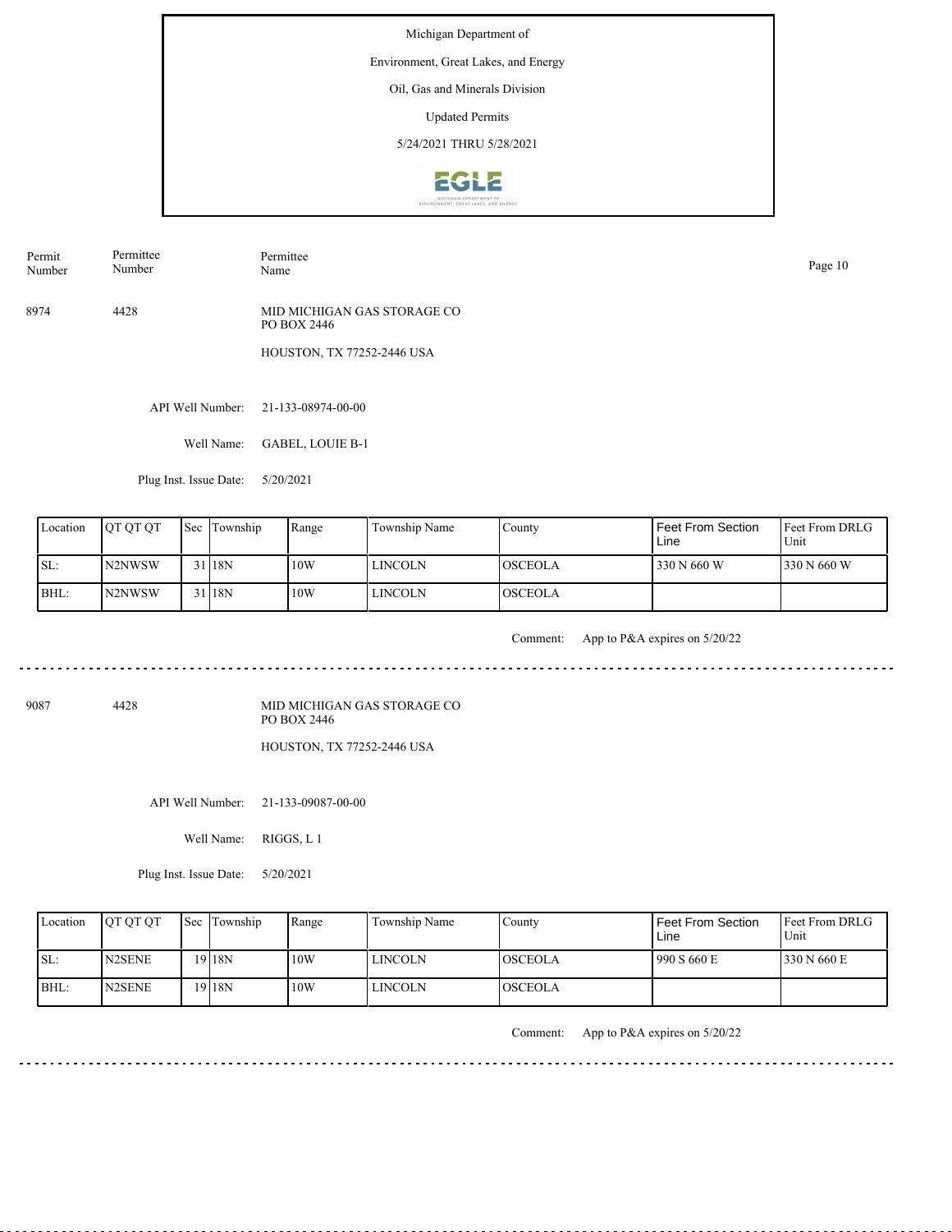Michigan Department of

Environment, Great Lakes, and Energy

Oil, Gas and Minerals Division

Updated Permits

5/24/2021 THRU 5/28/2021

| Permit Number | Permittee Number | Permittee Name |
|---|---|---|
| 8974 | 4428 | MID MICHIGAN GAS STORAGE CO<br>PO BOX 2446<br>HOUSTON, TX 77252-2446 USA |

API Well Number: 21-133-08974-00-00

Well Name: GABEL, LOUIE B-1

Plug Inst. Issue Date: 5/20/2021

| Location | QT QT QT | Sec | Township | Range | Township Name | County | Feet From Section Line | Feet From DRLG Unit |
|---|---|---|---|---|---|---|---|---|
| SL: | N2NWSW | 31 | 18N | 10W | LINCOLN | OSCEOLA | 330 N 660 W | 330 N 660 W |
| BHL: | N2NWSW | 31 | 18N | 10W | LINCOLN | OSCEOLA | | |

Comment: App to P&A expires on 5/20/22

---

| Permit Number | Permittee Number | Permittee Name |
|---|---|---|
| 9087 | 4428 | MID MICHIGAN GAS STORAGE CO<br>PO BOX 2446<br>HOUSTON, TX 77252-2446 USA |

API Well Number: 21-133-09087-00-00

Well Name: RIGGS, L 1

Plug Inst. Issue Date: 5/20/2021

| Location | QT QT QT | Sec | Township | Range | Township Name | County | Feet From Section Line | Feet From DRLG Unit |
|---|---|---|---|---|---|---|---|---|
| SL: | N2SENE | 19 | 18N | 10W | LINCOLN | OSCEOLA | 990 S 660 E | 330 N 660 E |
| BHL: | N2SENE | 19 | 18N | 10W | LINCOLN | OSCEOLA | | |

Comment: App to P&A expires on 5/20/22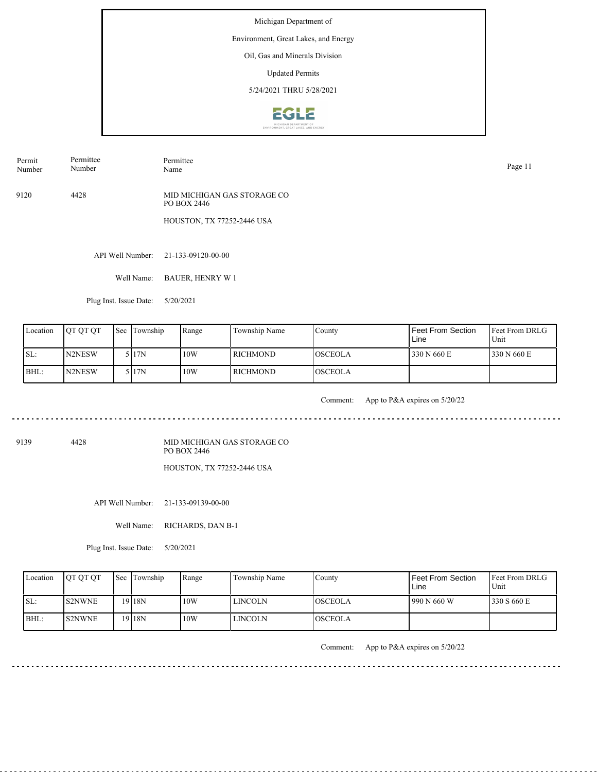Michigan Department of

Environment, Great Lakes, and Energy

Oil, Gas and Minerals Division

Updated Permits

5/24/2021 THRU 5/28/2021

| Permit Number | Permittee Number | Permittee Name |
|---|---|---|
| 9120 | 4428 | MID MICHIGAN GAS STORAGE CO<br>PO BOX 2446<br>HOUSTON, TX 77252-2446 USA |

API Well Number: 21-133-09120-00-00

Well Name: BAUER, HENRY W 1

Plug Inst. Issue Date: 5/20/2021

| Location | QT QT QT | Sec | Township | Range | Township Name | County | Feet From Section Line | Feet From DRLG Unit |
|---|---|---|---|---|---|---|---|---|
| SL: | N2NESW | 5 | 17N | 10W | RICHMOND | OSCEOLA | 330 N 660 E | 330 N 660 E |
| BHL: | N2NESW | 5 | 17N | 10W | RICHMOND | OSCEOLA | | |

Comment: App to P&A expires on 5/20/22

---

| Permit Number | Permittee Number | Permittee Name |
|---|---|---|
| 9139 | 4428 | MID MICHIGAN GAS STORAGE CO<br>PO BOX 2446<br>HOUSTON, TX 77252-2446 USA |

API Well Number: 21-133-09139-00-00

Well Name: RICHARDS, DAN B-1

Plug Inst. Issue Date: 5/20/2021

| Location | QT QT QT | Sec | Township | Range | Township Name | County | Feet From Section Line | Feet From DRLG Unit |
|---|---|---|---|---|---|---|---|---|
| SL: | S2NWNE | 19 | 18N | 10W | LINCOLN | OSCEOLA | 990 N 660 W | 330 S 660 E |
| BHL: | S2NWNE | 19 | 18N | 10W | LINCOLN | OSCEOLA | | |

Comment: App to P&A expires on 5/20/22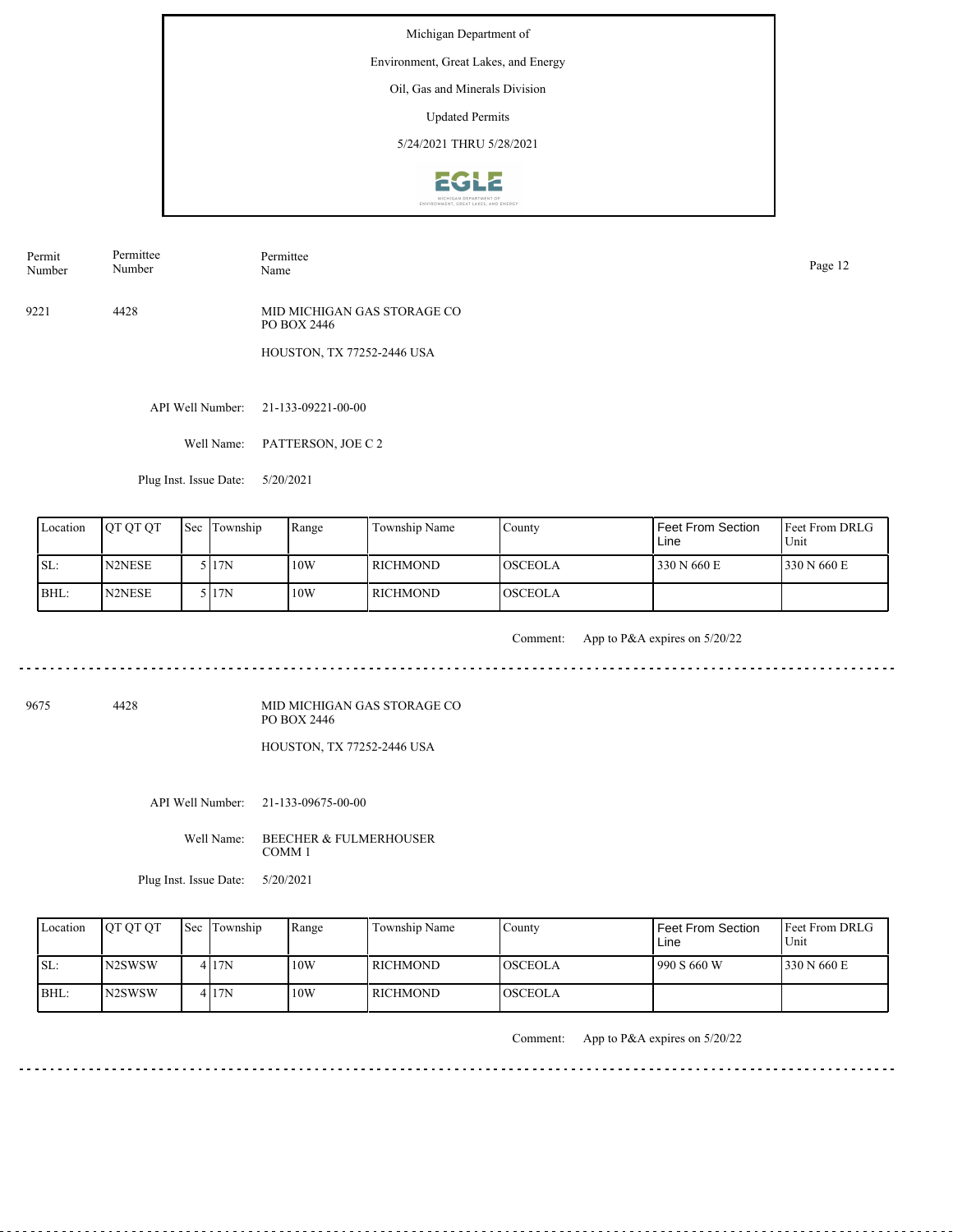Michigan Department of

Environment, Great Lakes, and Energy

Oil, Gas and Minerals Division

Updated Permits

5/24/2021 THRU 5/28/2021

| Permit Number | Permittee Number | Permittee Name |
|---|---|---|
| 9221 | 4428 | MID MICHIGAN GAS STORAGE CO<br>PO BOX 2446<br>HOUSTON, TX 77252-2446 USA |

API Well Number: 21-133-09221-00-00

Well Name: PATTERSON, JOE C 2

Plug Inst. Issue Date: 5/20/2021

| Location | QT QT QT | Sec | Township | Range | Township Name | County | Feet From Section Line | Feet From DRLG Unit |
|---|---|---|---|---|---|---|---|---|
| SL: | N2NESE | 5 | 17N | 10W | RICHMOND | OSCEOLA | 330 N 660 E | 330 N 660 E |
| BHL: | N2NESE | 5 | 17N | 10W | RICHMOND | OSCEOLA | | |

Comment: App to P&A expires on 5/20/22

---

| Permit Number | Permittee Number | Permittee Name |
|---|---|---|
| 9675 | 4428 | MID MICHIGAN GAS STORAGE CO<br>PO BOX 2446<br>HOUSTON, TX 77252-2446 USA |

API Well Number: 21-133-09675-00-00

Well Name: BEECHER & FULMERHOUSER COMM 1

Plug Inst. Issue Date: 5/20/2021

| Location | QT QT QT | Sec | Township | Range | Township Name | County | Feet From Section Line | Feet From DRLG Unit |
|---|---|---|---|---|---|---|---|---|
| SL: | N2SWSW | 4 | 17N | 10W | RICHMOND | OSCEOLA | 990 S 660 W | 330 N 660 E |
| BHL: | N2SWSW | 4 | 17N | 10W | RICHMOND | OSCEOLA | | |

Comment: App to P&A expires on 5/20/22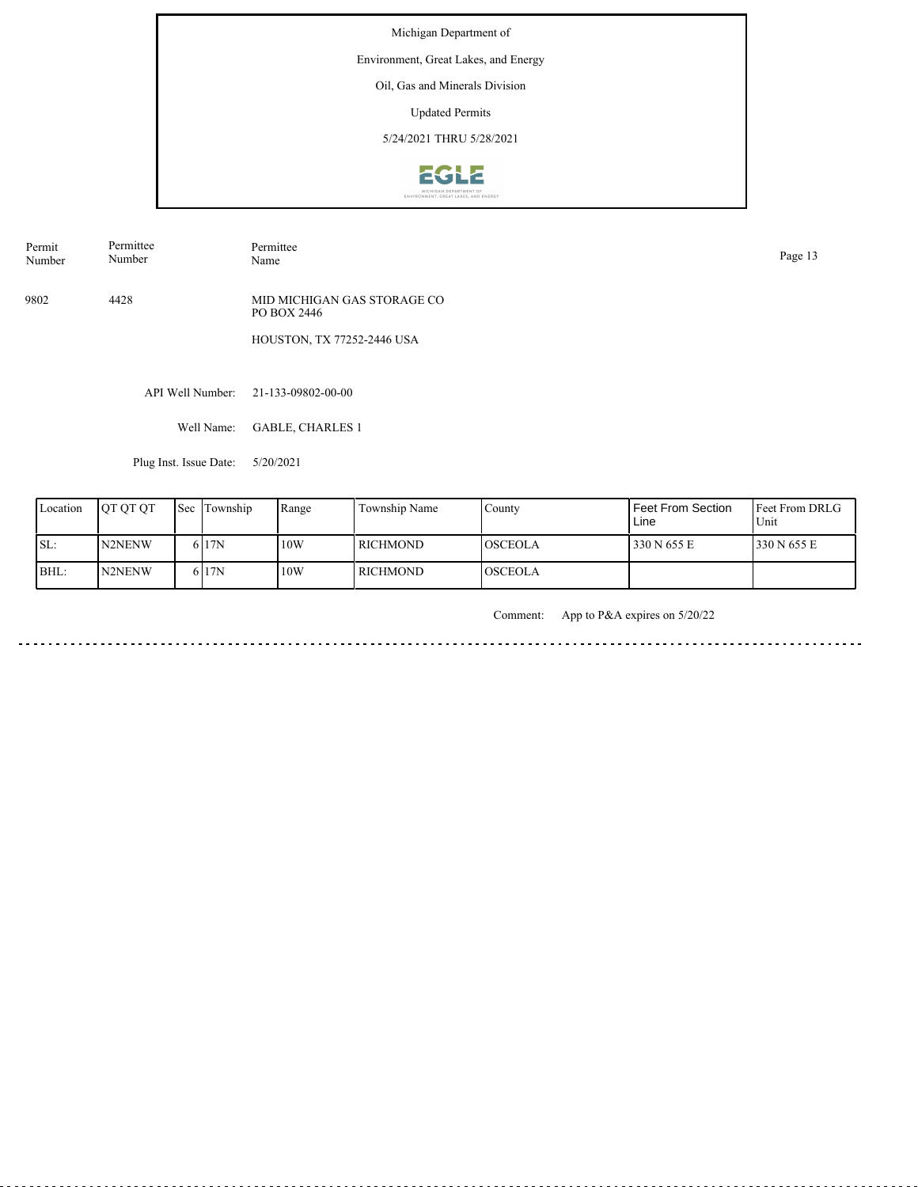Michigan Department of

Environment, Great Lakes, and Energy

Oil, Gas and Minerals Division

Updated Permits

5/24/2021 THRU 5/28/2021

| Permit Number | Permittee Number | Permittee Name |
|---|---|---|
| 9802 | 4428 | MID MICHIGAN GAS STORAGE CO<br>PO BOX 2446<br>HOUSTON, TX 77252-2446 USA |

API Well Number: 21-133-09802-00-00

Well Name: GABLE, CHARLES 1

Plug Inst. Issue Date: 5/20/2021

| Location | QT QT QT | Sec | Township | Range | Township Name | County | Feet From Section Line | Feet From DRLG Unit |
|---|---|---|---|---|---|---|---|---|
| SL: | N2NENW | 6 | 17N | 10W | RICHMOND | OSCEOLA | 330 N 655 E | 330 N 655 E |
| BHL: | N2NENW | 6 | 17N | 10W | RICHMOND | OSCEOLA | | |

Comment: App to P&A expires on 5/20/22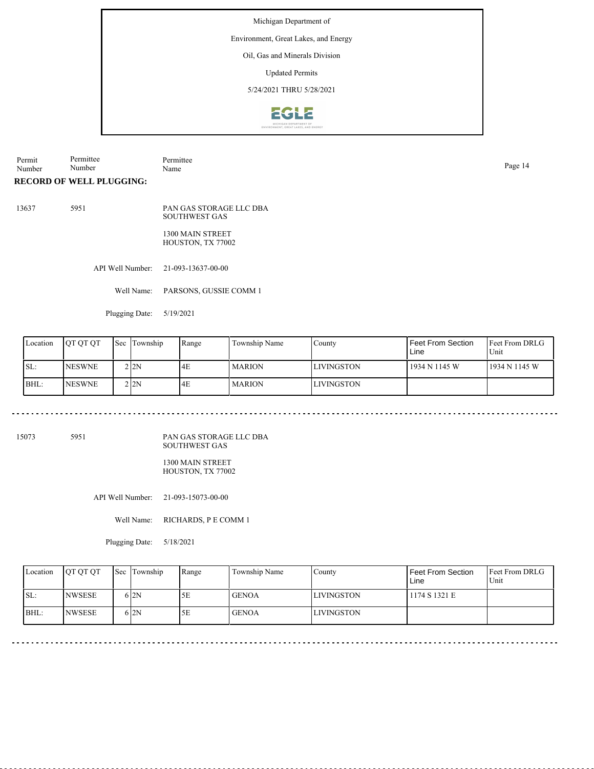Michigan Department of

Environment, Great Lakes, and Energy

Oil, Gas and Minerals Division

Updated Permits

5/24/2021 THRU 5/28/2021

| Permit Number | Permittee Number | Permittee Name |
|---|---|---|

**RECORD OF WELL PLUGGING:**

13637 5951 PAN GAS STORAGE LLC DBA SOUTHWEST GAS

1300 MAIN STREET
HOUSTON, TX 77002

API Well Number: 21-093-13637-00-00

Well Name: PARSONS, GUSSIE COMM 1

Plugging Date: 5/19/2021

| Location | QT QT QT | Sec | Township | Range | Township Name | County | Feet From Section Line | Feet From DRLG Unit |
|---|---|---|---|---|---|---|---|---|
| SL: | NESWNE | 2 | 2N | 4E | MARION | LIVINGSTON | 1934 N 1145 W | 1934 N 1145 W |
| BHL: | NESWNE | 2 | 2N | 4E | MARION | LIVINGSTON | | |

---

15073 5951 PAN GAS STORAGE LLC DBA SOUTHWEST GAS

1300 MAIN STREET
HOUSTON, TX 77002

API Well Number: 21-093-15073-00-00

Well Name: RICHARDS, P E COMM 1

Plugging Date: 5/18/2021

| Location | QT QT QT | Sec | Township | Range | Township Name | County | Feet From Section Line | Feet From DRLG Unit |
|---|---|---|---|---|---|---|---|---|
| SL: | NWSESE | 6 | 2N | 5E | GENOA | LIVINGSTON | 1174 S 1321 E | |
| BHL: | NWSESE | 6 | 2N | 5E | GENOA | LIVINGSTON | | |

---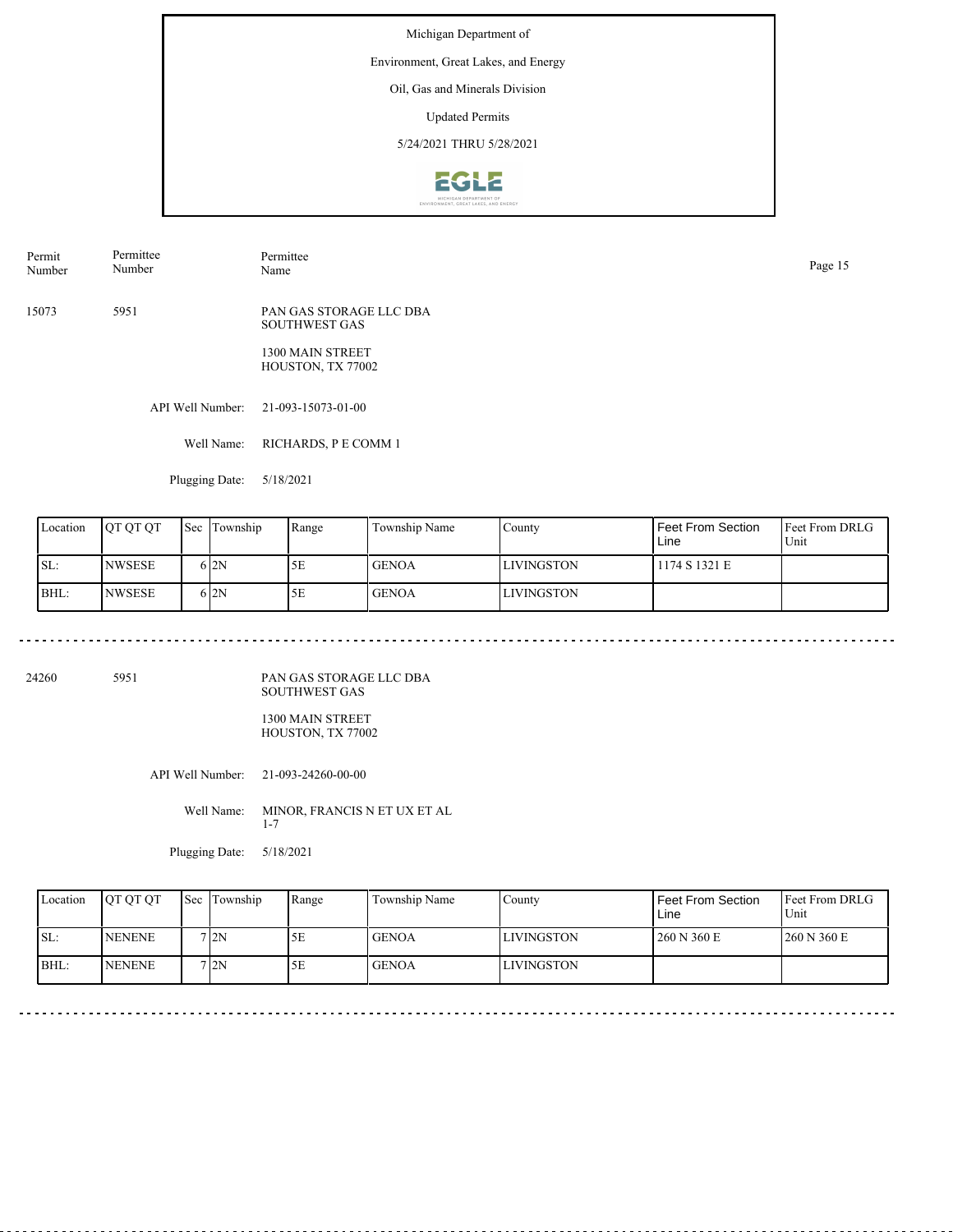Michigan Department of

Environment, Great Lakes, and Energy

Oil, Gas and Minerals Division

Updated Permits

5/24/2021 THRU 5/28/2021

| Permit Number | Permittee Number | Permittee Name |
|---|---|---|
| 15073 | 5951 | PAN GAS STORAGE LLC DBA SOUTHWEST GAS<br>1300 MAIN STREET<br>HOUSTON, TX 77002 |

API Well Number: 21-093-15073-01-00

Well Name: RICHARDS, P E COMM 1

Plugging Date: 5/18/2021

| Location | QT QT QT | Sec | Township | Range | Township Name | County | Feet From Section Line | Feet From DRLG Unit |
|---|---|---|---|---|---|---|---|---|
| SL: | NWSESE | 6 | 2N | 5E | GENOA | LIVINGSTON | 1174 S 1321 E | |
| BHL: | NWSESE | 6 | 2N | 5E | GENOA | LIVINGSTON | | |

---

| Permit Number | Permittee Number | Permittee Name |
|---|---|---|
| 24260 | 5951 | PAN GAS STORAGE LLC DBA SOUTHWEST GAS<br>1300 MAIN STREET<br>HOUSTON, TX 77002 |

API Well Number: 21-093-24260-00-00

Well Name: MINOR, FRANCIS N ET UX ET AL 1-7

Plugging Date: 5/18/2021

| Location | QT QT QT | Sec | Township | Range | Township Name | County | Feet From Section Line | Feet From DRLG Unit |
|---|---|---|---|---|---|---|---|---|
| SL: | NENENE | 7 | 2N | 5E | GENOA | LIVINGSTON | 260 N 360 E | 260 N 360 E |
| BHL: | NENENE | 7 | 2N | 5E | GENOA | LIVINGSTON | | |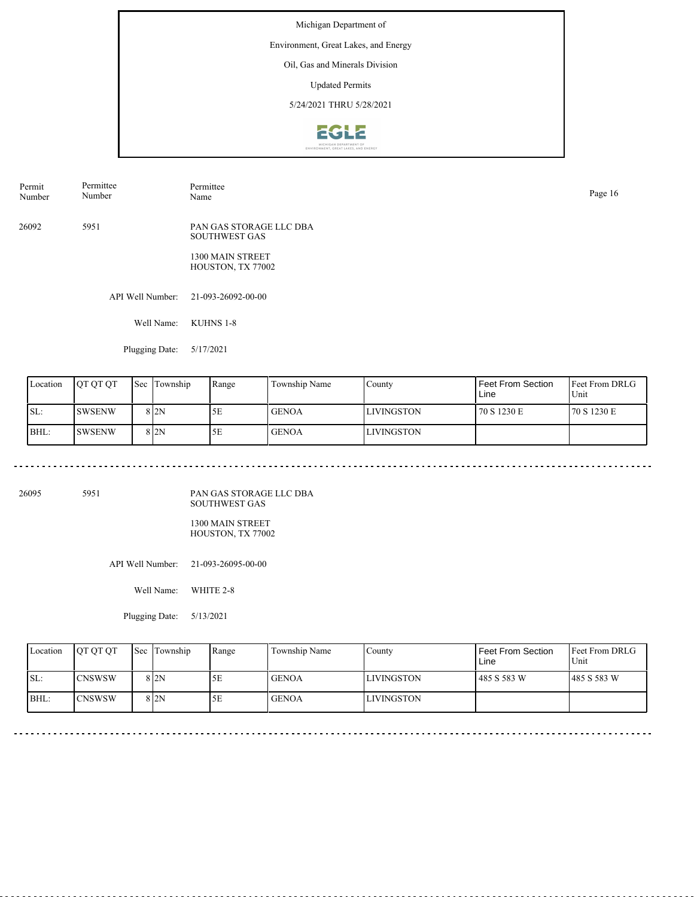Michigan Department of

Environment, Great Lakes, and Energy

Oil, Gas and Minerals Division

Updated Permits

5/24/2021 THRU 5/28/2021

| Permit Number | Permittee Number | Permittee Name |
|---|---|---|
| 26092 | 5951 | PAN GAS STORAGE LLC DBA SOUTHWEST GAS<br>1300 MAIN STREET<br>HOUSTON, TX 77002 |

API Well Number: 21-093-26092-00-00

Well Name: KUHNS 1-8

Plugging Date: 5/17/2021

| Location | QT QT QT | Sec | Township | Range | Township Name | County | Feet From Section Line | Feet From DRLG Unit |
|---|---|---|---|---|---|---|---|---|
| SL: | SWSENW | 8 | 2N | 5E | GENOA | LIVINGSTON | 70 S 1230 E | 70 S 1230 E |
| BHL: | SWSENW | 8 | 2N | 5E | GENOA | LIVINGSTON | | |

---

| Permit Number | Permittee Number | Permittee Name |
|---|---|---|
| 26095 | 5951 | PAN GAS STORAGE LLC DBA SOUTHWEST GAS<br>1300 MAIN STREET<br>HOUSTON, TX 77002 |

API Well Number: 21-093-26095-00-00

Well Name: WHITE 2-8

Plugging Date: 5/13/2021

| Location | QT QT QT | Sec | Township | Range | Township Name | County | Feet From Section Line | Feet From DRLG Unit |
|---|---|---|---|---|---|---|---|---|
| SL: | CNSWSW | 8 | 2N | 5E | GENOA | LIVINGSTON | 485 S 583 W | 485 S 583 W |
| BHL: | CNSWSW | 8 | 2N | 5E | GENOA | LIVINGSTON | | |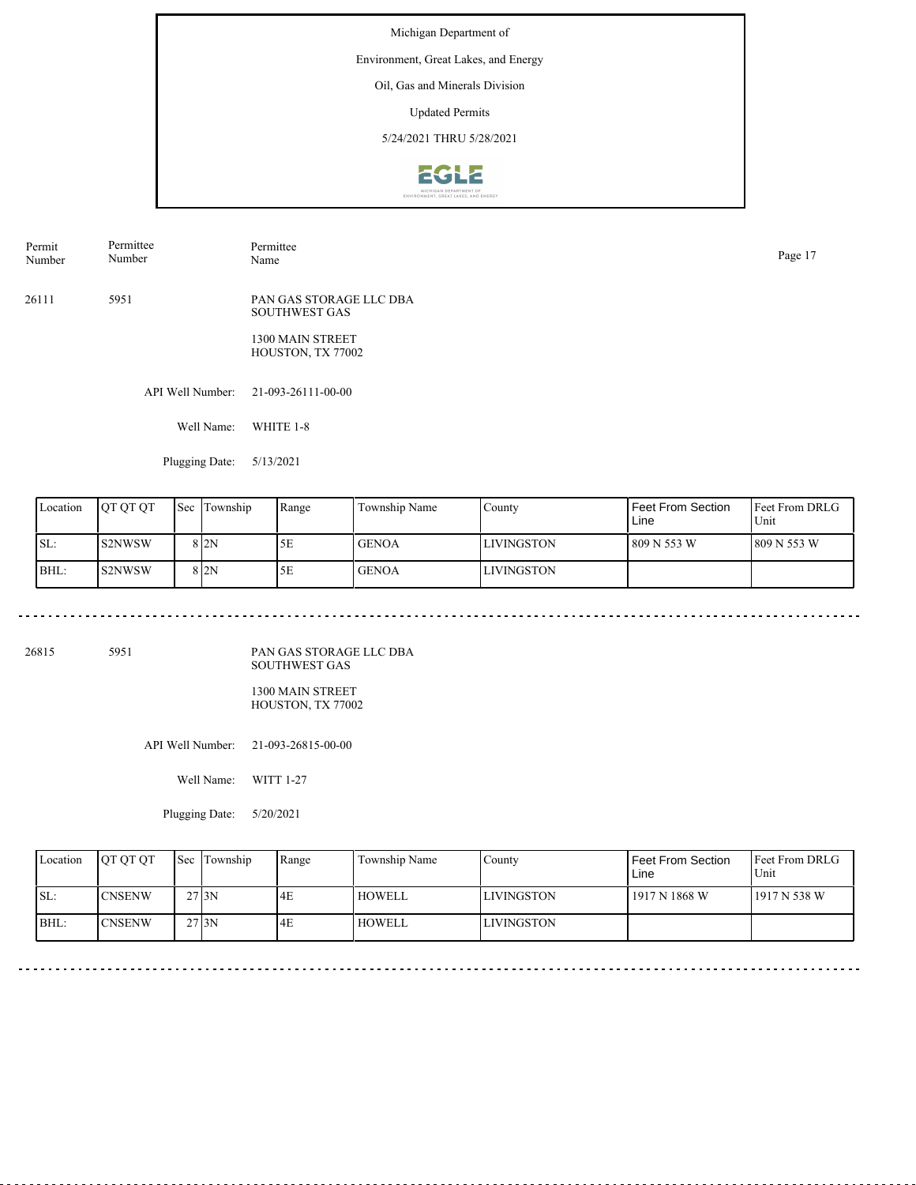Michigan Department of

Environment, Great Lakes, and Energy

Oil, Gas and Minerals Division

Updated Permits

5/24/2021 THRU 5/28/2021

| Permit Number | Permittee Number | Permittee Name |
|---|---|---|

26111 5951 PAN GAS STORAGE LLC DBA SOUTHWEST GAS

1300 MAIN STREET
HOUSTON, TX 77002

API Well Number: 21-093-26111-00-00

Well Name: WHITE 1-8

Plugging Date: 5/13/2021

| Location | QT QT QT | Sec | Township | Range | Township Name | County | Feet From Section Line | Feet From DRLG Unit |
|---|---|---|---|---|---|---|---|---|
| SL: | S2NWSW | 8 | 2N | 5E | GENOA | LIVINGSTON | 809 N 553 W | 809 N 553 W |
| BHL: | S2NWSW | 8 | 2N | 5E | GENOA | LIVINGSTON | | |

---

26815 5951 PAN GAS STORAGE LLC DBA SOUTHWEST GAS

1300 MAIN STREET
HOUSTON, TX 77002

API Well Number: 21-093-26815-00-00

Well Name: WITT 1-27

Plugging Date: 5/20/2021

| Location | QT QT QT | Sec | Township | Range | Township Name | County | Feet From Section Line | Feet From DRLG Unit |
|---|---|---|---|---|---|---|---|---|
| SL: | CNSENW | 27 | 3N | 4E | HOWELL | LIVINGSTON | 1917 N 1868 W | 1917 N 538 W |
| BHL: | CNSENW | 27 | 3N | 4E | HOWELL | LIVINGSTON | | |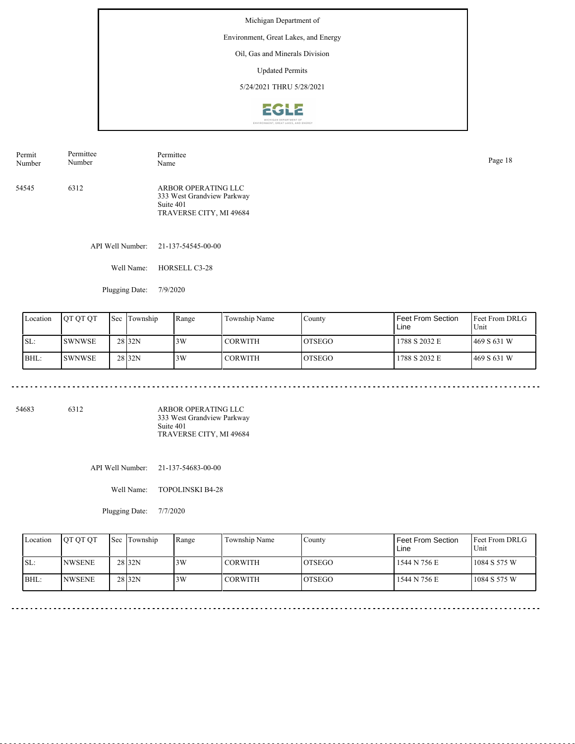Michigan Department of

Environment, Great Lakes, and Energy

Oil, Gas and Minerals Division

Updated Permits

5/24/2021 THRU 5/28/2021

| Permit Number | Permittee Number | Permittee Name |
|---|---|---|
| 54545 | 6312 | ARBOR OPERATING LLC<br>333 West Grandview Parkway<br>Suite 401<br>TRAVERSE CITY, MI 49684 |

API Well Number: 21-137-54545-00-00

Well Name: HORSELL C3-28

Plugging Date: 7/9/2020

| Location | QT QT QT | Sec | Township | Range | Township Name | County | Feet From Section Line | Feet From DRLG Unit |
|---|---|---|---|---|---|---|---|---|
| SL: | SWNWSE | 28 | 32N | 3W | CORWITH | OTSEGO | 1788 S 2032 E | 469 S 631 W |
| BHL: | SWNWSE | 28 | 32N | 3W | CORWITH | OTSEGO | 1788 S 2032 E | 469 S 631 W |

---

| Permit Number | Permittee Number | Permittee Name |
|---|---|---|
| 54683 | 6312 | ARBOR OPERATING LLC<br>333 West Grandview Parkway<br>Suite 401<br>TRAVERSE CITY, MI 49684 |

API Well Number: 21-137-54683-00-00

Well Name: TOPOLINSKI B4-28

Plugging Date: 7/7/2020

| Location | QT QT QT | Sec | Township | Range | Township Name | County | Feet From Section Line | Feet From DRLG Unit |
|---|---|---|---|---|---|---|---|---|
| SL: | NWSENE | 28 | 32N | 3W | CORWITH | OTSEGO | 1544 N 756 E | 1084 S 575 W |
| BHL: | NWSENE | 28 | 32N | 3W | CORWITH | OTSEGO | 1544 N 756 E | 1084 S 575 W |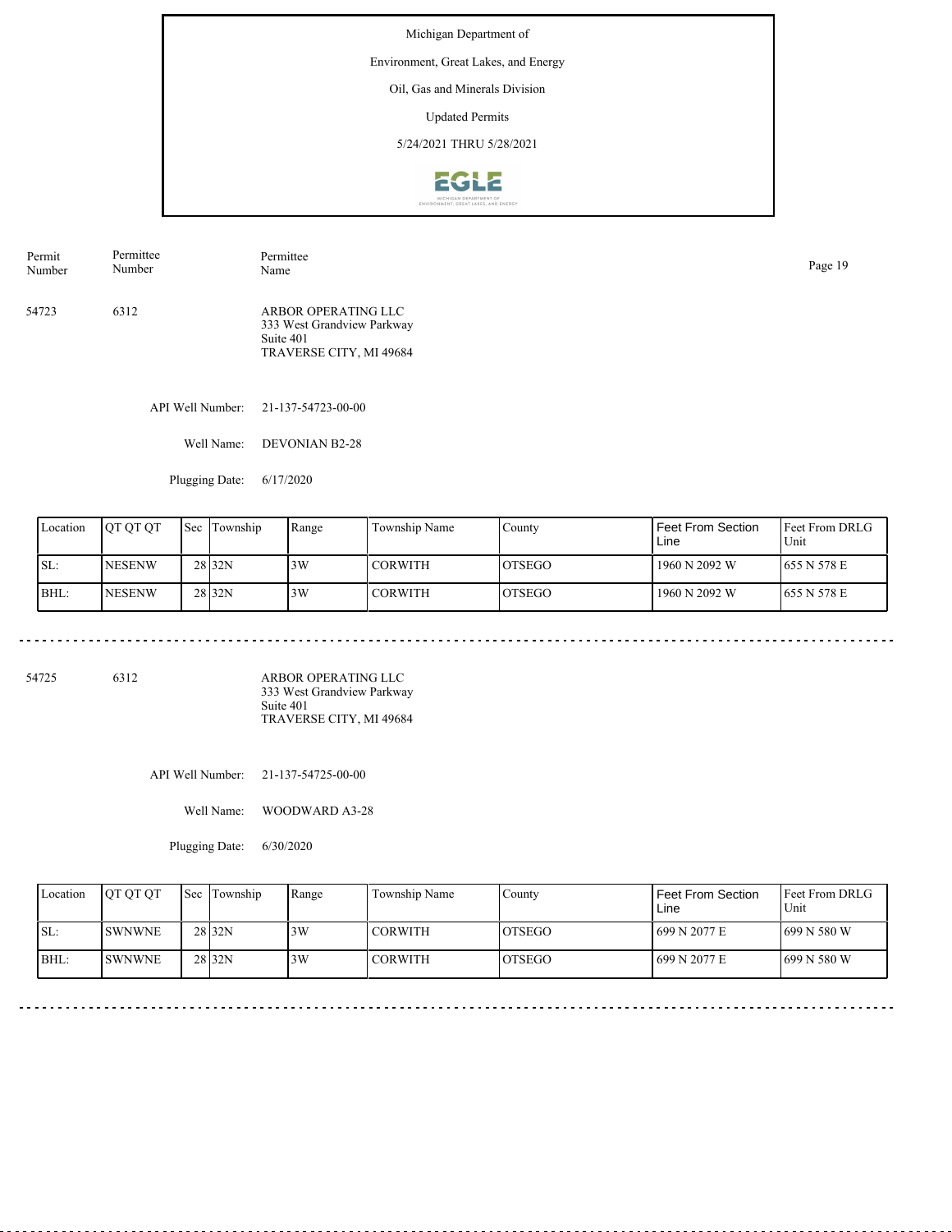Michigan Department of

Environment, Great Lakes, and Energy

Oil, Gas and Minerals Division

Updated Permits

5/24/2021 THRU 5/28/2021

| Permit Number | Permittee Number | Permittee Name |
|---|---|---|
| 54723 | 6312 | ARBOR OPERATING LLC<br>333 West Grandview Parkway<br>Suite 401<br>TRAVERSE CITY, MI 49684 |

API Well Number: 21-137-54723-00-00

Well Name: DEVONIAN B2-28

Plugging Date: 6/17/2020

| Location | QT QT QT | Sec | Township | Range | Township Name | County | Feet From Section Line | Feet From DRLG Unit |
|---|---|---|---|---|---|---|---|---|
| SL: | NESENW | 28 | 32N | 3W | CORWITH | OTSEGO | 1960 N 2092 W | 655 N 578 E |
| BHL: | NESENW | 28 | 32N | 3W | CORWITH | OTSEGO | 1960 N 2092 W | 655 N 578 E |

---

| Permit Number | Permittee Number | Permittee Name |
|---|---|---|
| 54725 | 6312 | ARBOR OPERATING LLC<br>333 West Grandview Parkway<br>Suite 401<br>TRAVERSE CITY, MI 49684 |

API Well Number: 21-137-54725-00-00

Well Name: WOODWARD A3-28

Plugging Date: 6/30/2020

| Location | QT QT QT | Sec | Township | Range | Township Name | County | Feet From Section Line | Feet From DRLG Unit |
|---|---|---|---|---|---|---|---|---|
| SL: | SWNWNE | 28 | 32N | 3W | CORWITH | OTSEGO | 699 N 2077 E | 699 N 580 W |
| BHL: | SWNWNE | 28 | 32N | 3W | CORWITH | OTSEGO | 699 N 2077 E | 699 N 580 W |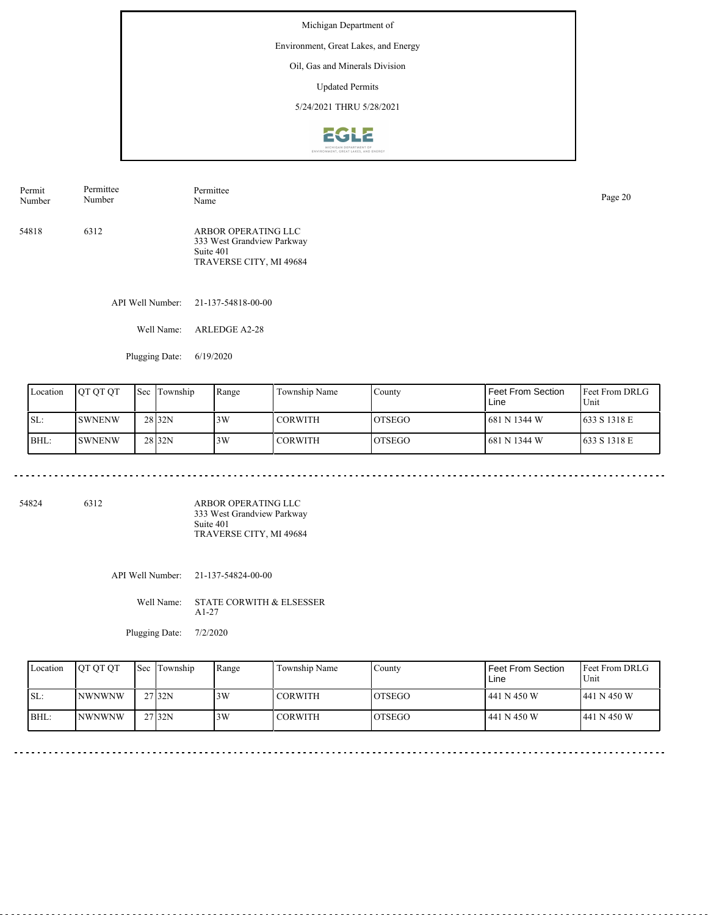Michigan Department of

Environment, Great Lakes, and Energy

Oil, Gas and Minerals Division

Updated Permits

5/24/2021 THRU 5/28/2021

| Permit Number | Permittee Number | Permittee Name |
|---|---|---|
| 54818 | 6312 | ARBOR OPERATING LLC<br>333 West Grandview Parkway<br>Suite 401<br>TRAVERSE CITY, MI 49684 |

API Well Number: 21-137-54818-00-00

Well Name: ARLEDGE A2-28

Plugging Date: 6/19/2020

| Location | QT QT QT | Sec | Township | Range | Township Name | County | Feet From Section Line | Feet From DRLG Unit |
|---|---|---|---|---|---|---|---|---|
| SL: | SWNENW | 28 | 32N | 3W | CORWITH | OTSEGO | 681 N 1344 W | 633 S 1318 E |
| BHL: | SWNENW | 28 | 32N | 3W | CORWITH | OTSEGO | 681 N 1344 W | 633 S 1318 E |

---

| Permit Number | Permittee Number | Permittee Name |
|---|---|---|
| 54824 | 6312 | ARBOR OPERATING LLC<br>333 West Grandview Parkway<br>Suite 401<br>TRAVERSE CITY, MI 49684 |

API Well Number: 21-137-54824-00-00

Well Name: STATE CORWITH & ELSESSER A1-27

Plugging Date: 7/2/2020

| Location | QT QT QT | Sec | Township | Range | Township Name | County | Feet From Section Line | Feet From DRLG Unit |
|---|---|---|---|---|---|---|---|---|
| SL: | NWNWNW | 27 | 32N | 3W | CORWITH | OTSEGO | 441 N 450 W | 441 N 450 W |
| BHL: | NWNWNW | 27 | 32N | 3W | CORWITH | OTSEGO | 441 N 450 W | 441 N 450 W |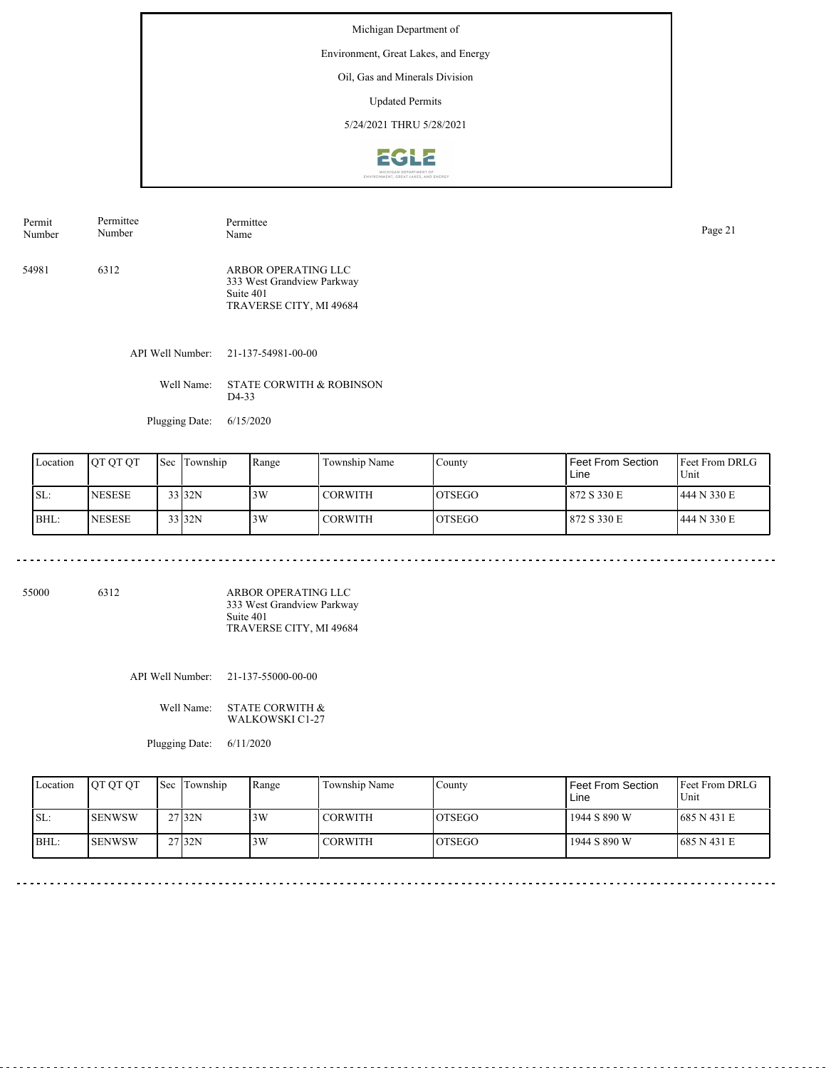Michigan Department of

Environment, Great Lakes, and Energy

Oil, Gas and Minerals Division

Updated Permits

5/24/2021 THRU 5/28/2021

| Permit Number | Permittee Number | Permittee Name |
|---|---|---|
| 54981 | 6312 | ARBOR OPERATING LLC<br>333 West Grandview Parkway<br>Suite 401<br>TRAVERSE CITY, MI 49684 |

API Well Number: 21-137-54981-00-00

Well Name: STATE CORWITH & ROBINSON D4-33

Plugging Date: 6/15/2020

| Location | QT QT QT | Sec | Township | Range | Township Name | County | Feet From Section Line | Feet From DRLG Unit |
|---|---|---|---|---|---|---|---|---|
| SL: | NESESE | 33 | 32N | 3W | CORWITH | OTSEGO | 872 S 330 E | 444 N 330 E |
| BHL: | NESESE | 33 | 32N | 3W | CORWITH | OTSEGO | 872 S 330 E | 444 N 330 E |

---

| Permit Number | Permittee Number | Permittee Name |
|---|---|---|
| 55000 | 6312 | ARBOR OPERATING LLC<br>333 West Grandview Parkway<br>Suite 401<br>TRAVERSE CITY, MI 49684 |

API Well Number: 21-137-55000-00-00

Well Name: STATE CORWITH & WALKOWSKI C1-27

Plugging Date: 6/11/2020

| Location | QT QT QT | Sec | Township | Range | Township Name | County | Feet From Section Line | Feet From DRLG Unit |
|---|---|---|---|---|---|---|---|---|
| SL: | SENWSW | 27 | 32N | 3W | CORWITH | OTSEGO | 1944 S 890 W | 685 N 431 E |
| BHL: | SENWSW | 27 | 32N | 3W | CORWITH | OTSEGO | 1944 S 890 W | 685 N 431 E |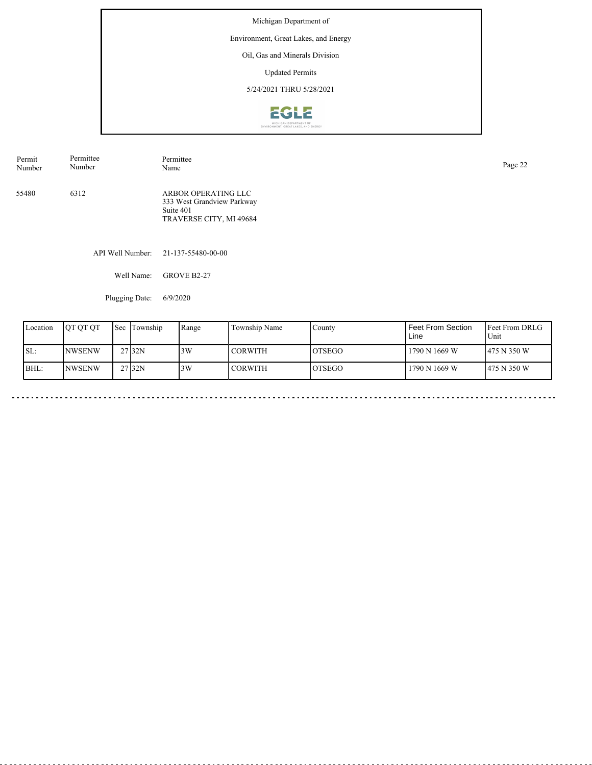Michigan Department of

Environment, Great Lakes, and Energy

Oil, Gas and Minerals Division

Updated Permits

5/24/2021 THRU 5/28/2021

| Permit Number | Permittee Number | Permittee Name |
|---|---|---|
| 55480 | 6312 | ARBOR OPERATING LLC<br>333 West Grandview Parkway<br>Suite 401<br>TRAVERSE CITY, MI 49684 |

API Well Number: 21-137-55480-00-00

Well Name: GROVE B2-27

Plugging Date: 6/9/2020

| Location | QT QT QT | Sec | Township | Range | Township Name | County | Feet From Section Line | Feet From DRLG Unit |
|---|---|---|---|---|---|---|---|---|
| SL: | NWSENW | 27 | 32N | 3W | CORWITH | OTSEGO | 1790 N 1669 W | 475 N 350 W |
| BHL: | NWSENW | 27 | 32N | 3W | CORWITH | OTSEGO | 1790 N 1669 W | 475 N 350 W |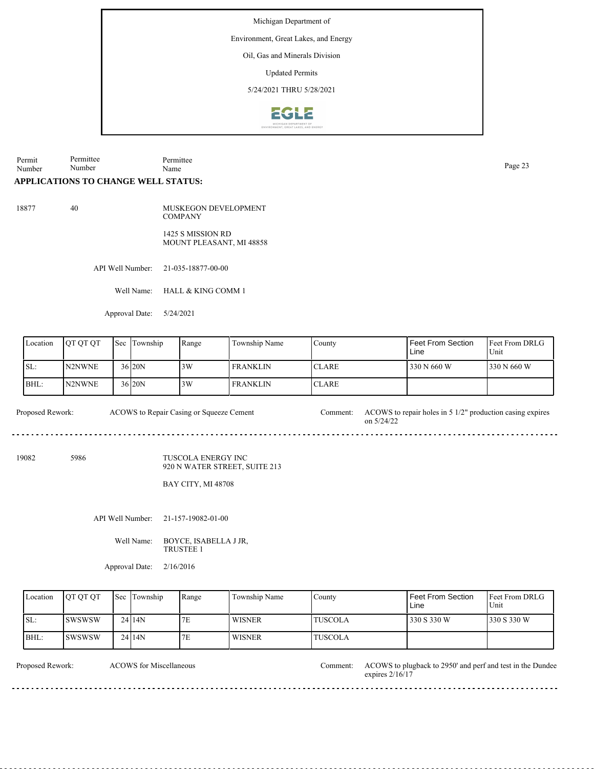Michigan Department of

Environment, Great Lakes, and Energy

Oil, Gas and Minerals Division

Updated Permits

5/24/2021 THRU 5/28/2021

| Permit Number | Permittee Number | Permittee Name |
|---|---|---|

**APPLICATIONS TO CHANGE WELL STATUS:**

18877 &nbsp;&nbsp; 40 &nbsp;&nbsp; MUSKEGON DEVELOPMENT COMPANY

1425 S MISSION RD
MOUNT PLEASANT, MI 48858

API Well Number: 21-035-18877-00-00

Well Name: HALL & KING COMM 1

Approval Date: 5/24/2021

| Location | QT QT QT | Sec | Township | Range | Township Name | County | Feet From Section Line | Feet From DRLG Unit |
|---|---|---|---|---|---|---|---|---|
| SL: | N2NWNE | 36 | 20N | 3W | FRANKLIN | CLARE | 330 N 660 W | 330 N 660 W |
| BHL: | N2NWNE | 36 | 20N | 3W | FRANKLIN | CLARE | | |

Proposed Rework: ACOWS to Repair Casing or Squeeze Cement

Comment: ACOWS to repair holes in 5 1/2" production casing expires on 5/24/22

---

19082 &nbsp;&nbsp; 5986 &nbsp;&nbsp; TUSCOLA ENERGY INC

920 N WATER STREET, SUITE 213

BAY CITY, MI 48708

API Well Number: 21-157-19082-01-00

Well Name: BOYCE, ISABELLA J JR, TRUSTEE 1

Approval Date: 2/16/2016

| Location | QT QT QT | Sec | Township | Range | Township Name | County | Feet From Section Line | Feet From DRLG Unit |
|---|---|---|---|---|---|---|---|---|
| SL: | SWSWSW | 24 | 14N | 7E | WISNER | TUSCOLA | 330 S 330 W | 330 S 330 W |
| BHL: | SWSWSW | 24 | 14N | 7E | WISNER | TUSCOLA | | |

Proposed Rework: ACOWS for Miscellaneous

Comment: ACOWS to plugback to 2950' and perf and test in the Dundee expires 2/16/17

---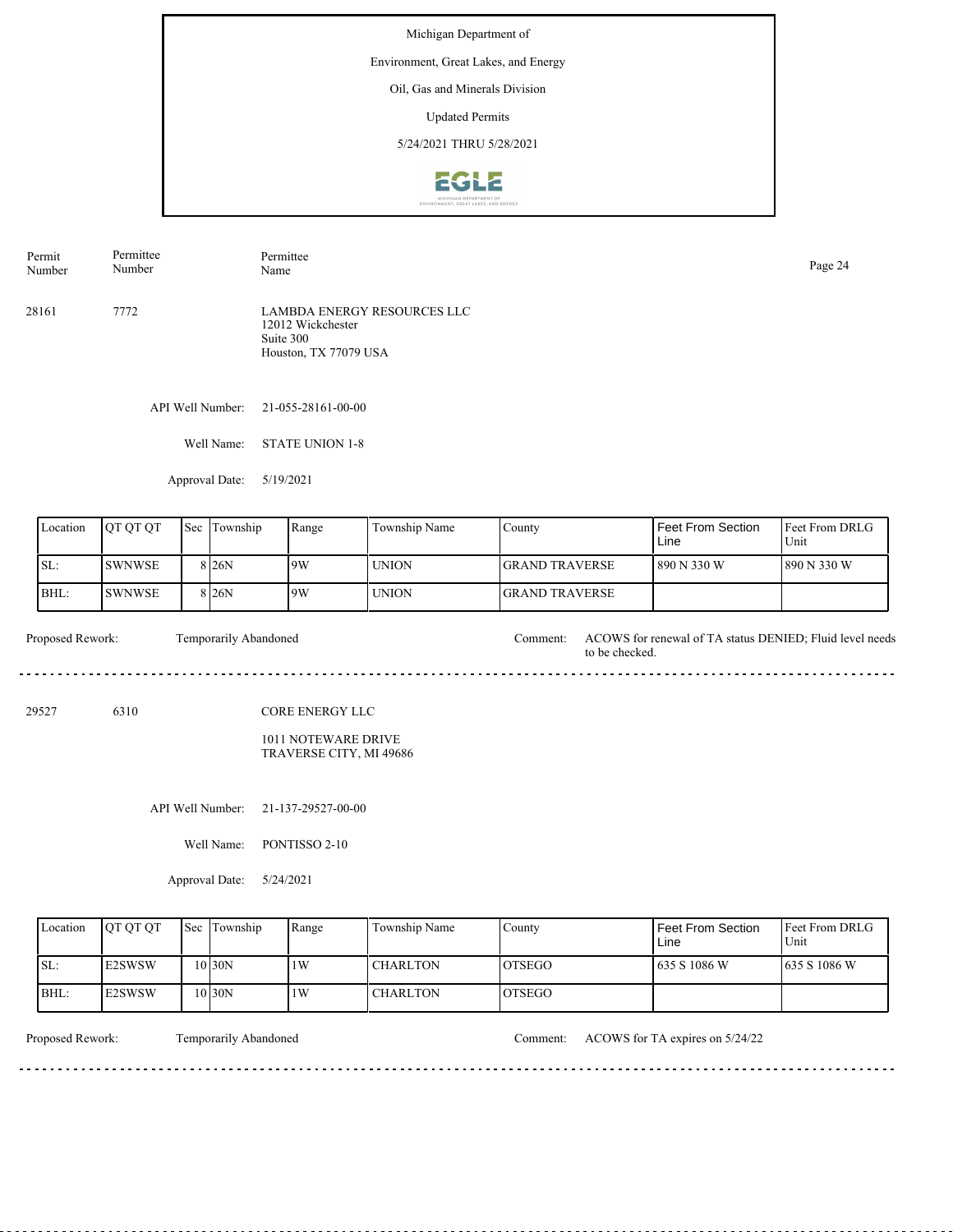Michigan Department of
Environment, Great Lakes, and Energy
Oil, Gas and Minerals Division
Updated Permits
5/24/2021 THRU 5/28/2021

| Permit Number | Permittee Number | Permittee Name |
|---|---|---|
| 28161 | 7772 | LAMBDA ENERGY RESOURCES LLC<br>12012 Wickchester<br>Suite 300<br>Houston, TX 77079 USA |

API Well Number: 21-055-28161-00-00

Well Name: STATE UNION 1-8

Approval Date: 5/19/2021

| Location | QT QT QT | Sec | Township | Range | Township Name | County | Feet From Section Line | Feet From DRLG Unit |
|---|---|---|---|---|---|---|---|---|
| SL: | SWNWSE | 8 | 26N | 9W | UNION | GRAND TRAVERSE | 890 N 330 W | 890 N 330 W |
| BHL: | SWNWSE | 8 | 26N | 9W | UNION | GRAND TRAVERSE | | |

Proposed Rework: Temporarily Abandoned

Comment: ACOWS for renewal of TA status DENIED; Fluid level needs to be checked.

---

| Permit Number | Permittee Number | Permittee Name |
|---|---|---|
| 29527 | 6310 | CORE ENERGY LLC<br>1011 NOTEWARE DRIVE<br>TRAVERSE CITY, MI 49686 |

API Well Number: 21-137-29527-00-00

Well Name: PONTISSO 2-10

Approval Date: 5/24/2021

| Location | QT QT QT | Sec | Township | Range | Township Name | County | Feet From Section Line | Feet From DRLG Unit |
|---|---|---|---|---|---|---|---|---|
| SL: | E2SWSW | 10 | 30N | 1W | CHARLTON | OTSEGO | 635 S 1086 W | 635 S 1086 W |
| BHL: | E2SWSW | 10 | 30N | 1W | CHARLTON | OTSEGO | | |

Proposed Rework: Temporarily Abandoned

Comment: ACOWS for TA expires on 5/24/22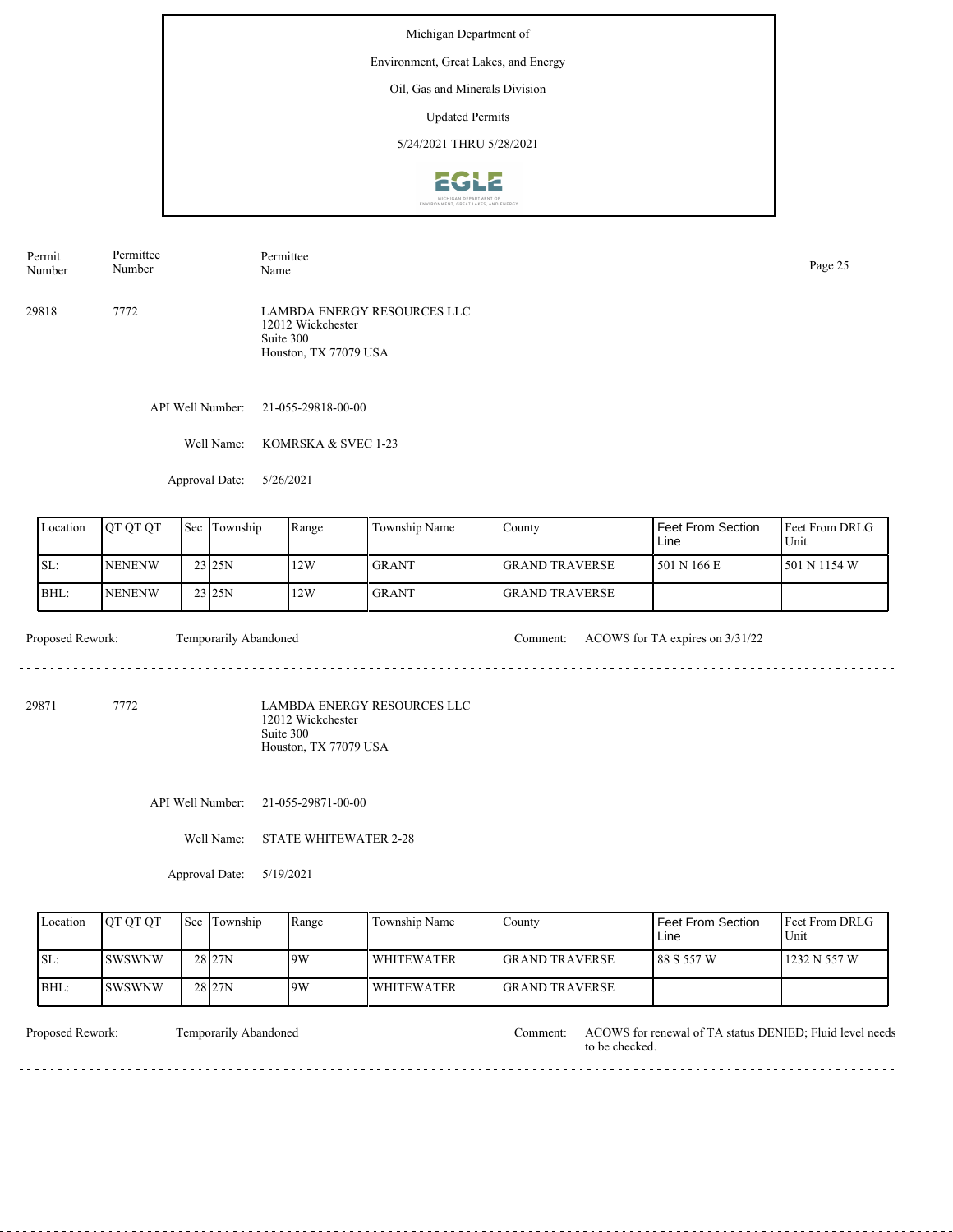Michigan Department of

Environment, Great Lakes, and Energy

Oil, Gas and Minerals Division

Updated Permits

5/24/2021 THRU 5/28/2021

| Permit Number | Permittee Number | Permittee Name |
|---|---|---|
| 29818 | 7772 | LAMBDA ENERGY RESOURCES LLC<br>12012 Wickchester<br>Suite 300<br>Houston, TX 77079 USA |

API Well Number: 21-055-29818-00-00

Well Name: KOMRSKA & SVEC 1-23

Approval Date: 5/26/2021

| Location | QT QT QT | Sec | Township | Range | Township Name | County | Feet From Section Line | Feet From DRLG Unit |
|---|---|---|---|---|---|---|---|---|
| SL: | NENENW | 23 | 25N | 12W | GRANT | GRAND TRAVERSE | 501 N 166 E | 501 N 1154 W |
| BHL: | NENENW | 23 | 25N | 12W | GRANT | GRAND TRAVERSE | | |

Proposed Rework: Temporarily Abandoned

Comment: ACOWS for TA expires on 3/31/22

---

| Permit Number | Permittee Number | Permittee Name |
|---|---|---|
| 29871 | 7772 | LAMBDA ENERGY RESOURCES LLC<br>12012 Wickchester<br>Suite 300<br>Houston, TX 77079 USA |

API Well Number: 21-055-29871-00-00

Well Name: STATE WHITEWATER 2-28

Approval Date: 5/19/2021

| Location | QT QT QT | Sec | Township | Range | Township Name | County | Feet From Section Line | Feet From DRLG Unit |
|---|---|---|---|---|---|---|---|---|
| SL: | SWSWNW | 28 | 27N | 9W | WHITEWATER | GRAND TRAVERSE | 88 S 557 W | 1232 N 557 W |
| BHL: | SWSWNW | 28 | 27N | 9W | WHITEWATER | GRAND TRAVERSE | | |

Proposed Rework: Temporarily Abandoned

Comment: ACOWS for renewal of TA status DENIED; Fluid level needs to be checked.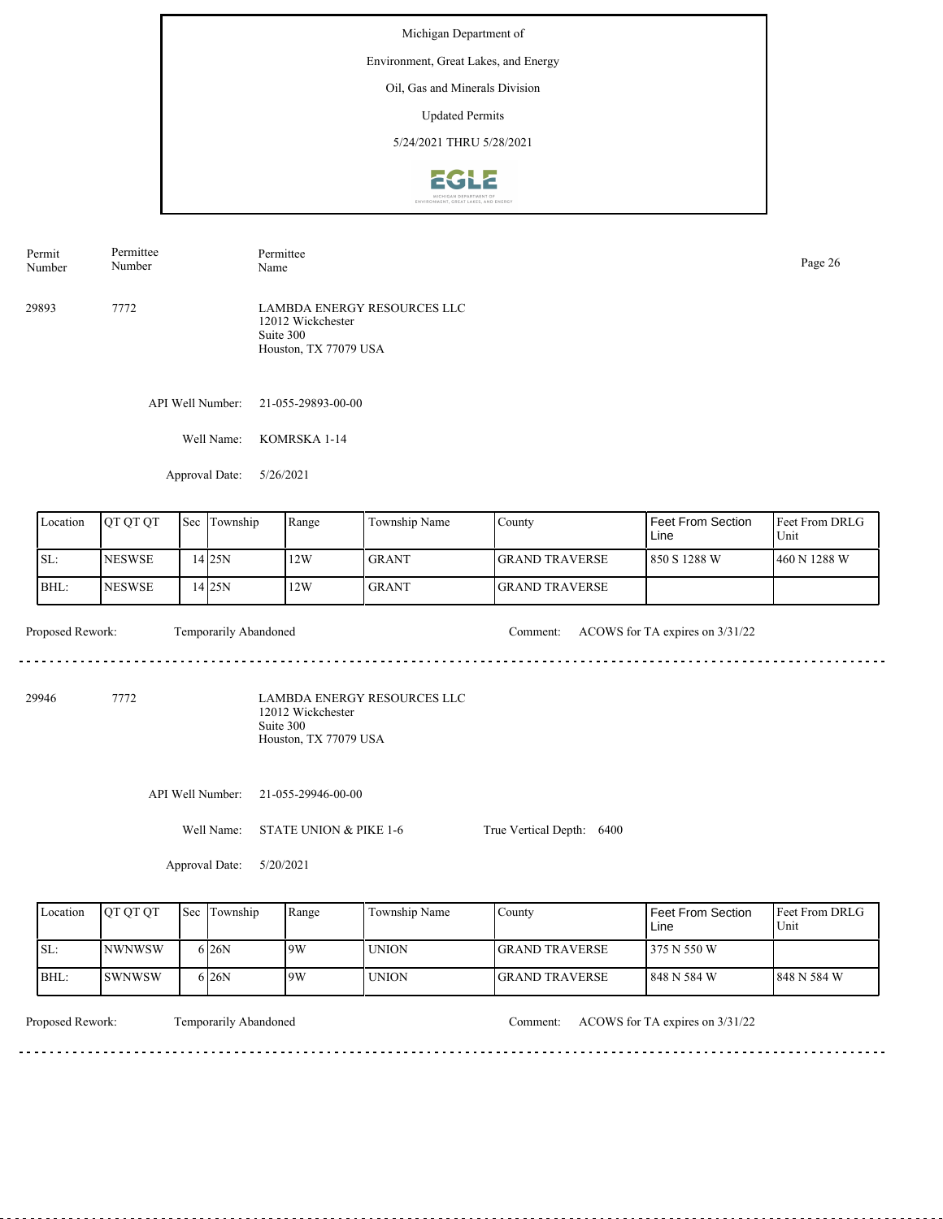Michigan Department of

Environment, Great Lakes, and Energy

Oil, Gas and Minerals Division

Updated Permits

5/24/2021 THRU 5/28/2021

| Permit Number | Permittee Number | Permittee Name |
|---|---|---|
| 29893 | 7772 | LAMBDA ENERGY RESOURCES LLC<br>12012 Wickchester<br>Suite 300<br>Houston, TX 77079 USA |

API Well Number: 21-055-29893-00-00

Well Name: KOMRSKA 1-14

Approval Date: 5/26/2021

| Location | QT QT QT | Sec | Township | Range | Township Name | County | Feet From Section Line | Feet From DRLG Unit |
|---|---|---|---|---|---|---|---|---|
| SL: | NESWSE | 14 | 25N | 12W | GRANT | GRAND TRAVERSE | 850 S 1288 W | 460 N 1288 W |
| BHL: | NESWSE | 14 | 25N | 12W | GRANT | GRAND TRAVERSE | | |

Proposed Rework: Temporarily Abandoned

Comment: ACOWS for TA expires on 3/31/22

---

| Permit Number | Permittee Number | Permittee Name |
|---|---|---|
| 29946 | 7772 | LAMBDA ENERGY RESOURCES LLC<br>12012 Wickchester<br>Suite 300<br>Houston, TX 77079 USA |

API Well Number: 21-055-29946-00-00

Well Name: STATE UNION & PIKE 1-6

True Vertical Depth: 6400

Approval Date: 5/20/2021

| Location | QT QT QT | Sec | Township | Range | Township Name | County | Feet From Section Line | Feet From DRLG Unit |
|---|---|---|---|---|---|---|---|---|
| SL: | NWNWSW | 6 | 26N | 9W | UNION | GRAND TRAVERSE | 375 N 550 W | |
| BHL: | SWNWSW | 6 | 26N | 9W | UNION | GRAND TRAVERSE | 848 N 584 W | 848 N 584 W |

Proposed Rework: Temporarily Abandoned

Comment: ACOWS for TA expires on 3/31/22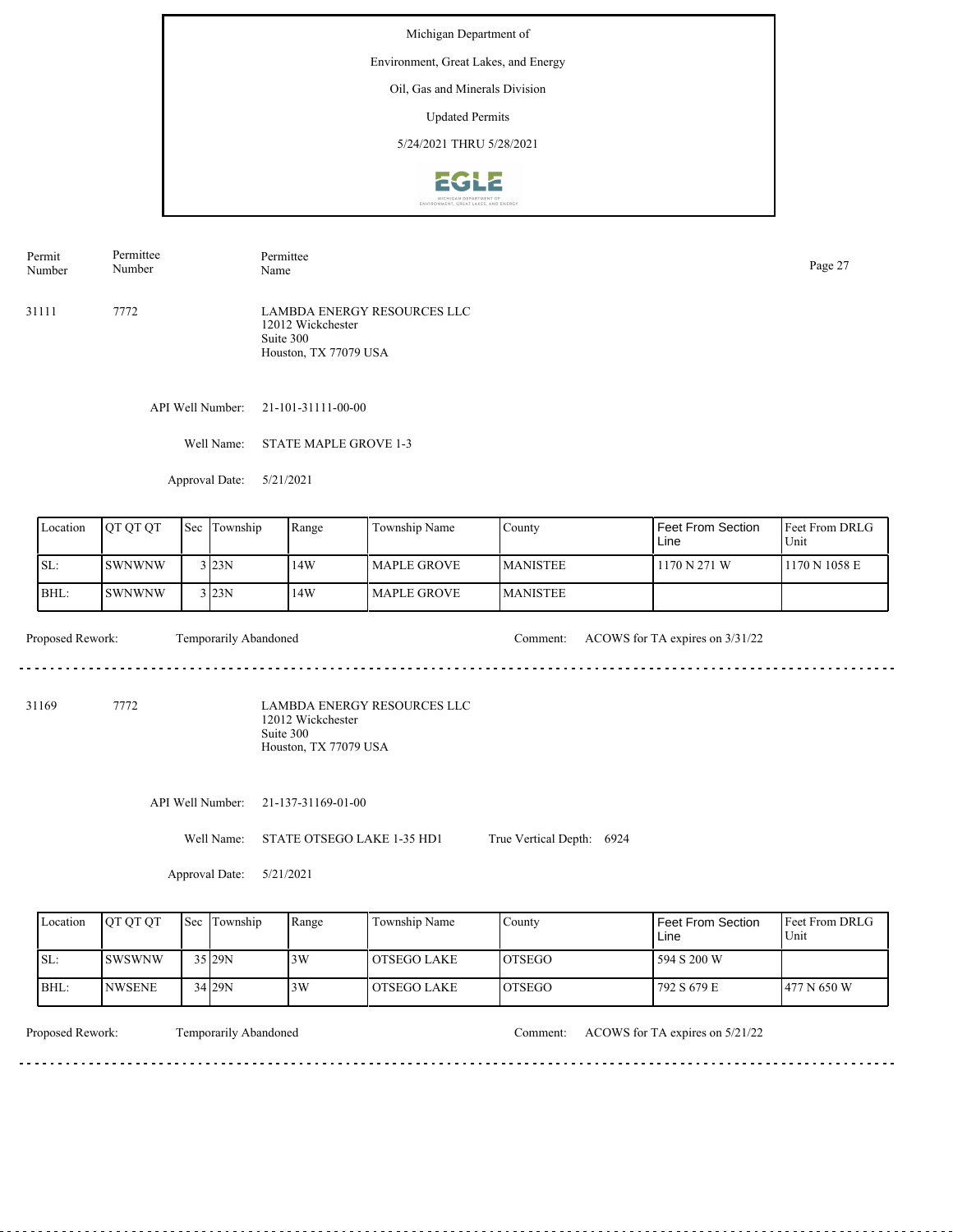Michigan Department of

Environment, Great Lakes, and Energy

Oil, Gas and Minerals Division

Updated Permits

5/24/2021 THRU 5/28/2021

| Permit Number | Permittee Number | Permittee Name |
|---|---|---|

31111 7772 LAMBDA ENERGY RESOURCES LLC
12012 Wickchester
Suite 300
Houston, TX 77079 USA

API Well Number: 21-101-31111-00-00

Well Name: STATE MAPLE GROVE 1-3

Approval Date: 5/21/2021

| Location | QT QT QT | Sec | Township | Range | Township Name | County | Feet From Section Line | Feet From DRLG Unit |
|---|---|---|---|---|---|---|---|---|
| SL: | SWNWNW | 3 | 23N | 14W | MAPLE GROVE | MANISTEE | 1170 N 271 W | 1170 N 1058 E |
| BHL: | SWNWNW | 3 | 23N | 14W | MAPLE GROVE | MANISTEE | | |

Proposed Rework: Temporarily Abandoned Comment: ACOWS for TA expires on 3/31/22

---

31169 7772 LAMBDA ENERGY RESOURCES LLC
12012 Wickchester
Suite 300
Houston, TX 77079 USA

API Well Number: 21-137-31169-01-00

Well Name: STATE OTSEGO LAKE 1-35 HD1 True Vertical Depth: 6924

Approval Date: 5/21/2021

| Location | QT QT QT | Sec | Township | Range | Township Name | County | Feet From Section Line | Feet From DRLG Unit |
|---|---|---|---|---|---|---|---|---|
| SL: | SWSWNW | 35 | 29N | 3W | OTSEGO LAKE | OTSEGO | 594 S 200 W | |
| BHL: | NWSENE | 34 | 29N | 3W | OTSEGO LAKE | OTSEGO | 792 S 679 E | 477 N 650 W |

Proposed Rework: Temporarily Abandoned Comment: ACOWS for TA expires on 5/21/22

---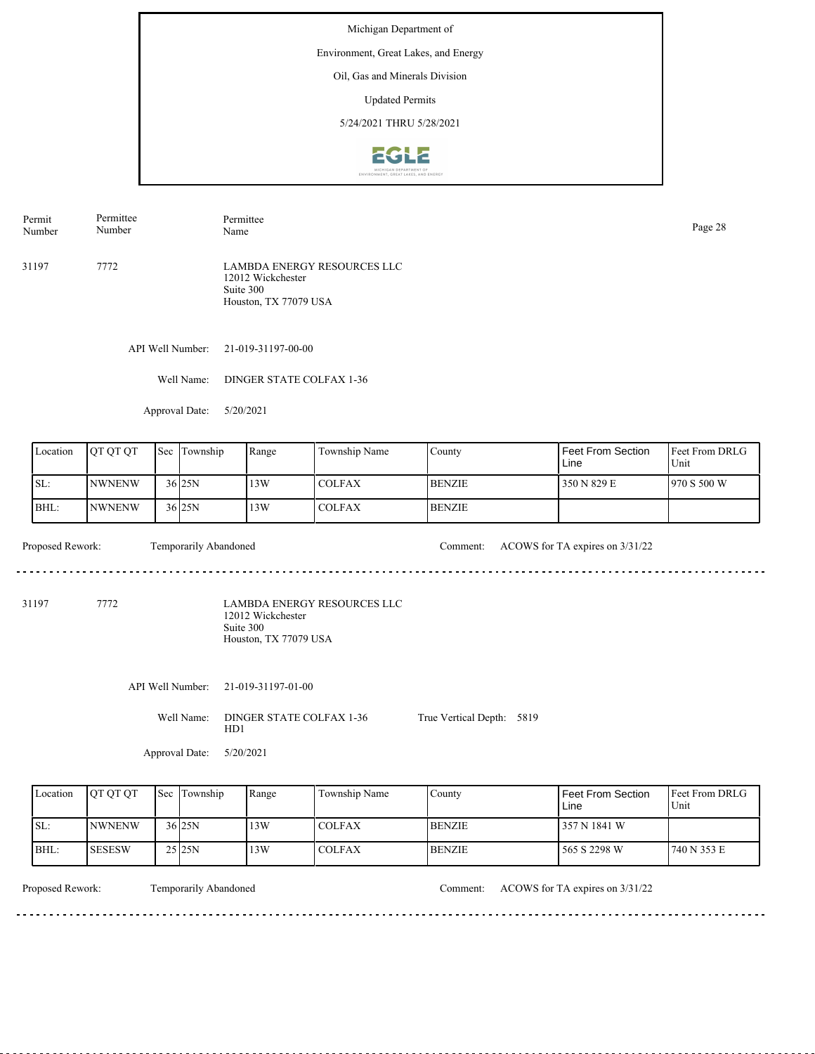Michigan Department of

Environment, Great Lakes, and Energy

Oil, Gas and Minerals Division

Updated Permits

5/24/2021 THRU 5/28/2021

| Permit Number | Permittee Number | Permittee Name |
|---|---|---|
| 31197 | 7772 | LAMBDA ENERGY RESOURCES LLC<br>12012 Wickchester<br>Suite 300<br>Houston, TX 77079 USA |

API Well Number: 21-019-31197-00-00

Well Name: DINGER STATE COLFAX 1-36

Approval Date: 5/20/2021

| Location | QT QT QT | Sec | Township | Range | Township Name | County | Feet From Section Line | Feet From DRLG Unit |
|---|---|---|---|---|---|---|---|---|
| SL: | NWNENW | 36 | 25N | 13W | COLFAX | BENZIE | 350 N 829 E | 970 S 500 W |
| BHL: | NWNENW | 36 | 25N | 13W | COLFAX | BENZIE | | |

Proposed Rework: Temporarily Abandoned

Comment: ACOWS for TA expires on 3/31/22

---

| Permit Number | Permittee Number | Permittee Name |
|---|---|---|
| 31197 | 7772 | LAMBDA ENERGY RESOURCES LLC<br>12012 Wickchester<br>Suite 300<br>Houston, TX 77079 USA |

API Well Number: 21-019-31197-01-00

Well Name: DINGER STATE COLFAX 1-36 HD1

True Vertical Depth: 5819

Approval Date: 5/20/2021

| Location | QT QT QT | Sec | Township | Range | Township Name | County | Feet From Section Line | Feet From DRLG Unit |
|---|---|---|---|---|---|---|---|---|
| SL: | NWNENW | 36 | 25N | 13W | COLFAX | BENZIE | 357 N 1841 W | |
| BHL: | SESESW | 25 | 25N | 13W | COLFAX | BENZIE | 565 S 2298 W | 740 N 353 E |

Proposed Rework: Temporarily Abandoned

Comment: ACOWS for TA expires on 3/31/22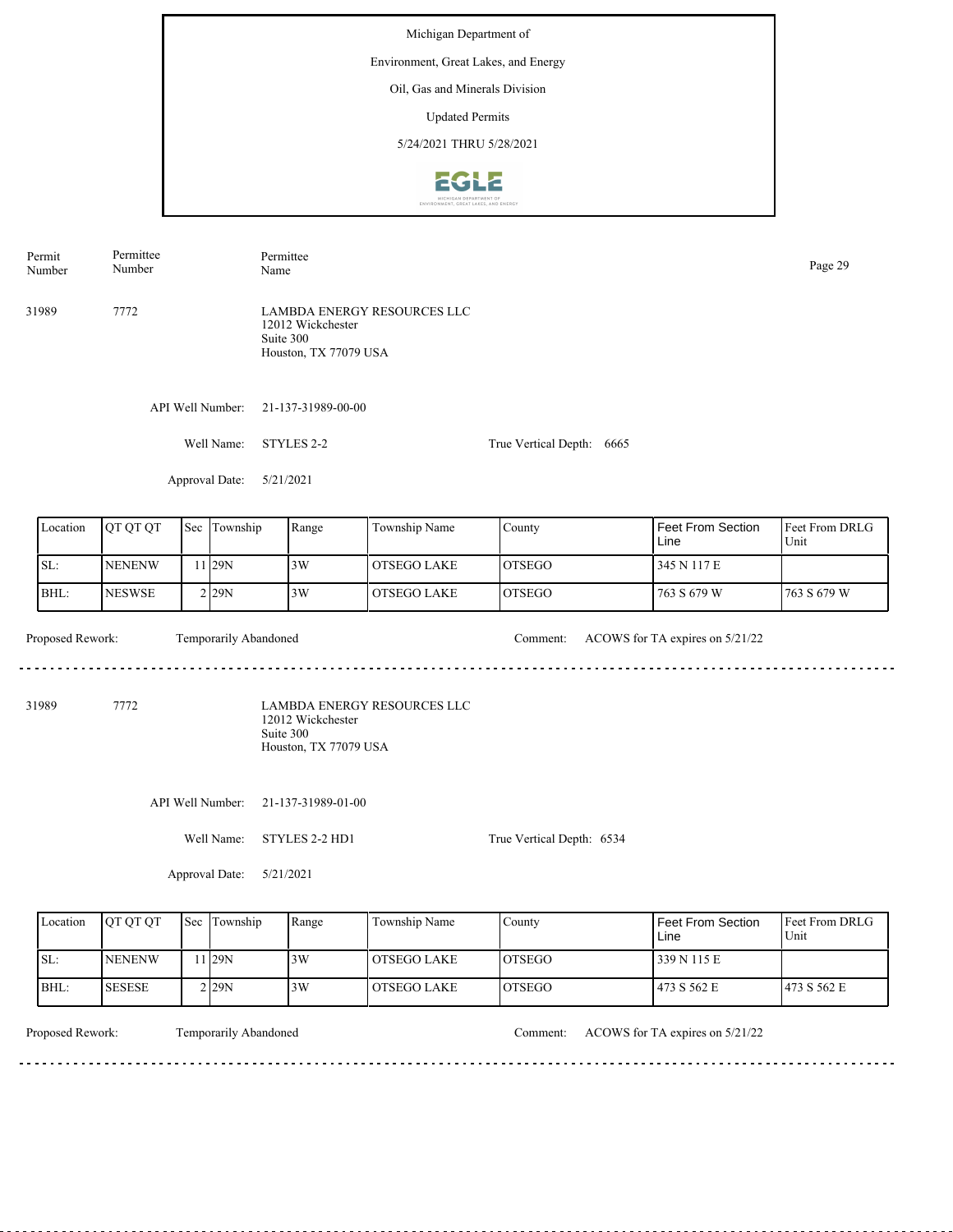Michigan Department of

Environment, Great Lakes, and Energy

Oil, Gas and Minerals Division

Updated Permits

5/24/2021 THRU 5/28/2021

| Permit Number | Permittee Number | Permittee Name |
|---|---|---|
| 31989 | 7772 | LAMBDA ENERGY RESOURCES LLC<br>12012 Wickchester<br>Suite 300<br>Houston, TX 77079 USA |

API Well Number: 21-137-31989-00-00

Well Name: STYLES 2-2

True Vertical Depth: 6665

Approval Date: 5/21/2021

| Location | QT QT QT | Sec | Township | Range | Township Name | County | Feet From Section Line | Feet From DRLG Unit |
|---|---|---|---|---|---|---|---|---|
| SL: | NENENW | 11 | 29N | 3W | OTSEGO LAKE | OTSEGO | 345 N 117 E | |
| BHL: | NESWSE | 2 | 29N | 3W | OTSEGO LAKE | OTSEGO | 763 S 679 W | 763 S 679 W |

Proposed Rework: Temporarily Abandoned

Comment: ACOWS for TA expires on 5/21/22

---

| Permit Number | Permittee Number | Permittee Name |
|---|---|---|
| 31989 | 7772 | LAMBDA ENERGY RESOURCES LLC<br>12012 Wickchester<br>Suite 300<br>Houston, TX 77079 USA |

API Well Number: 21-137-31989-01-00

Well Name: STYLES 2-2 HD1

True Vertical Depth: 6534

Approval Date: 5/21/2021

| Location | QT QT QT | Sec | Township | Range | Township Name | County | Feet From Section Line | Feet From DRLG Unit |
|---|---|---|---|---|---|---|---|---|
| SL: | NENENW | 11 | 29N | 3W | OTSEGO LAKE | OTSEGO | 339 N 115 E | |
| BHL: | SESESE | 2 | 29N | 3W | OTSEGO LAKE | OTSEGO | 473 S 562 E | 473 S 562 E |

Proposed Rework: Temporarily Abandoned

Comment: ACOWS for TA expires on 5/21/22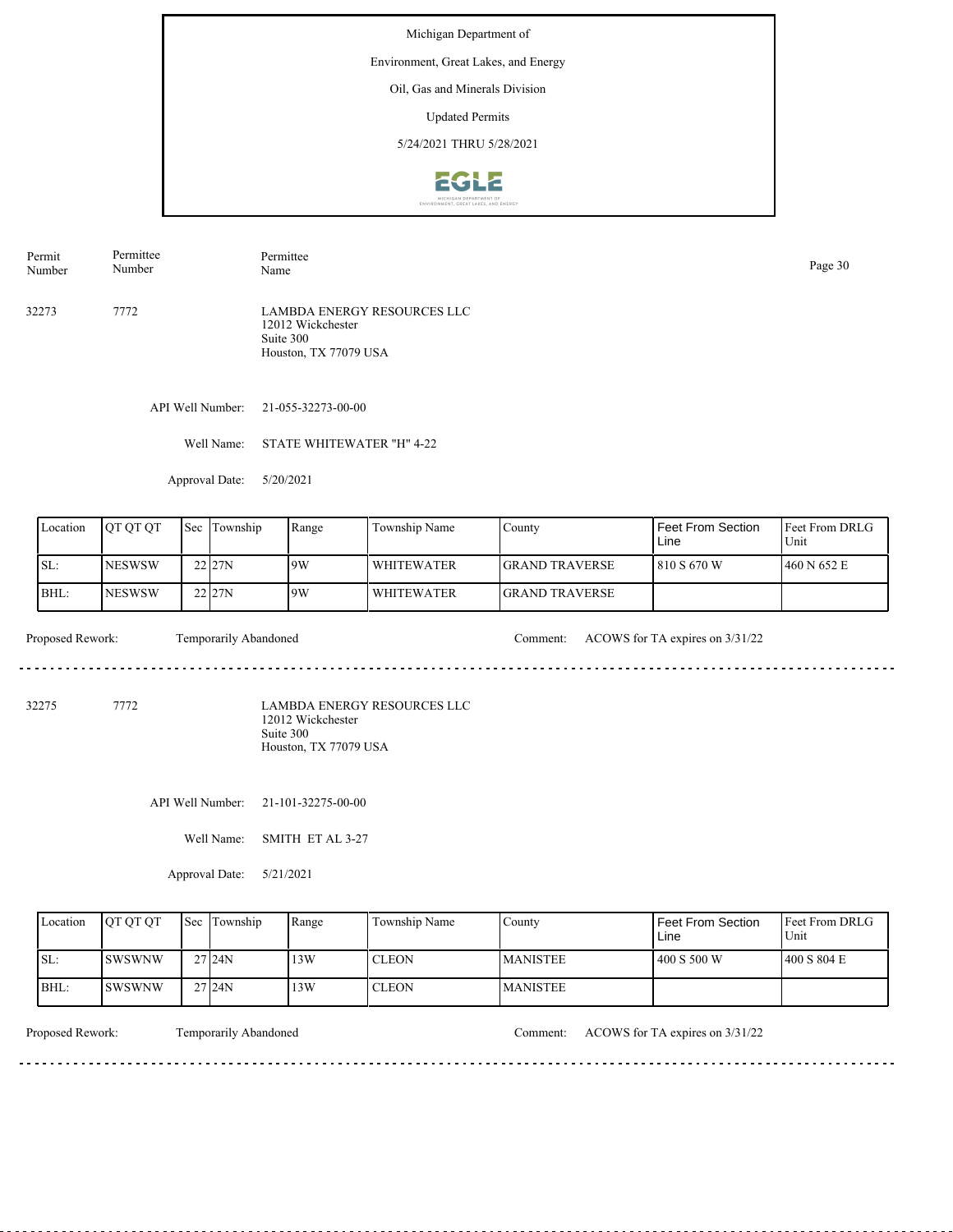Michigan Department of

Environment, Great Lakes, and Energy

Oil, Gas and Minerals Division

Updated Permits

5/24/2021 THRU 5/28/2021

| Permit Number | Permittee Number | Permittee Name |
|---|---|---|
| 32273 | 7772 | LAMBDA ENERGY RESOURCES LLC<br>12012 Wickchester<br>Suite 300<br>Houston, TX 77079 USA |

API Well Number: 21-055-32273-00-00

Well Name: STATE WHITEWATER "H" 4-22

Approval Date: 5/20/2021

| Location | QT QT QT | Sec | Township | Range | Township Name | County | Feet From Section Line | Feet From DRLG Unit |
|---|---|---|---|---|---|---|---|---|
| SL: | NESWSW | 22 | 27N | 9W | WHITEWATER | GRAND TRAVERSE | 810 S 670 W | 460 N 652 E |
| BHL: | NESWSW | 22 | 27N | 9W | WHITEWATER | GRAND TRAVERSE | | |

Proposed Rework: Temporarily Abandoned

Comment: ACOWS for TA expires on 3/31/22

---

| Permit Number | Permittee Number | Permittee Name |
|---|---|---|
| 32275 | 7772 | LAMBDA ENERGY RESOURCES LLC<br>12012 Wickchester<br>Suite 300<br>Houston, TX 77079 USA |

API Well Number: 21-101-32275-00-00

Well Name: SMITH ET AL 3-27

Approval Date: 5/21/2021

| Location | QT QT QT | Sec | Township | Range | Township Name | County | Feet From Section Line | Feet From DRLG Unit |
|---|---|---|---|---|---|---|---|---|
| SL: | SWSWNW | 27 | 24N | 13W | CLEON | MANISTEE | 400 S 500 W | 400 S 804 E |
| BHL: | SWSWNW | 27 | 24N | 13W | CLEON | MANISTEE | | |

Proposed Rework: Temporarily Abandoned

Comment: ACOWS for TA expires on 3/31/22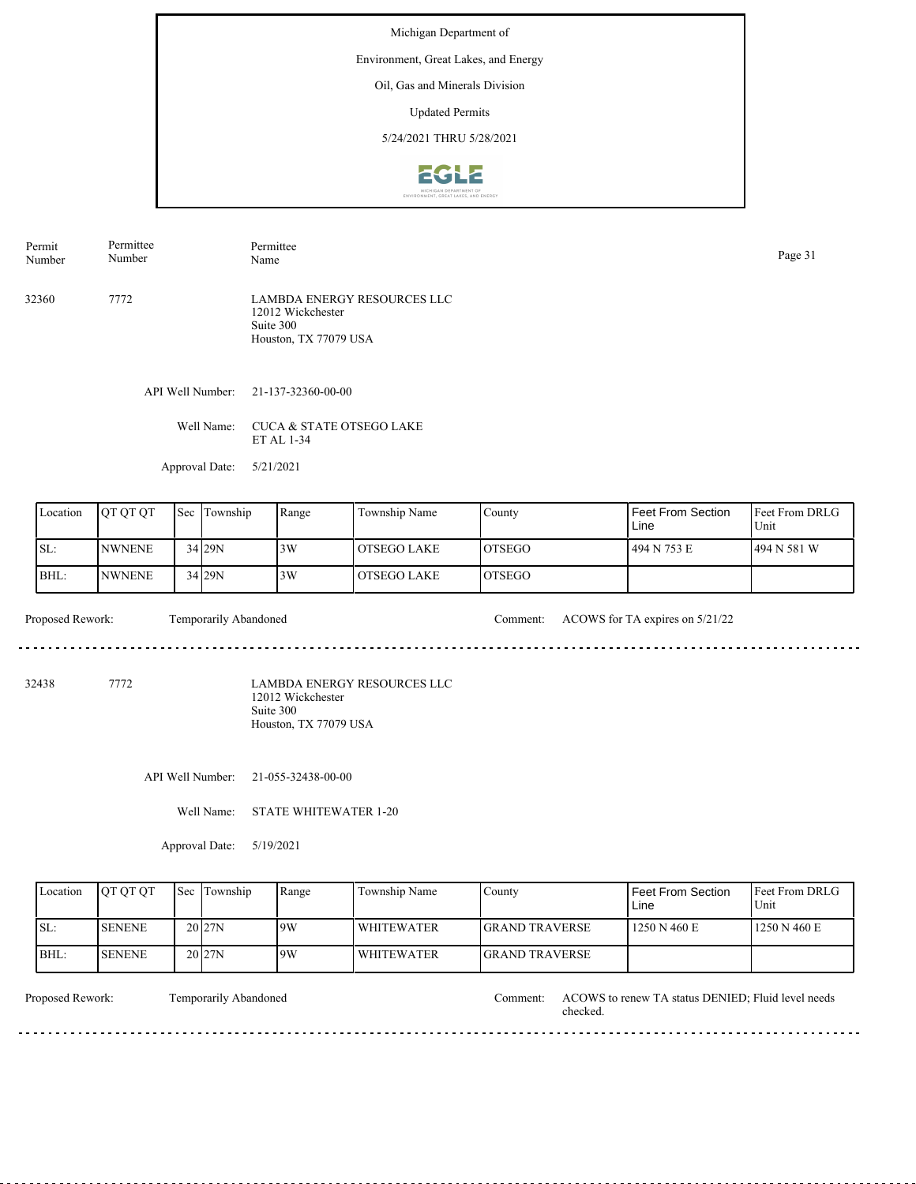Michigan Department of

Environment, Great Lakes, and Energy

Oil, Gas and Minerals Division

Updated Permits

5/24/2021 THRU 5/28/2021

| Permit Number | Permittee Number | Permittee Name |
|---|---|---|
| 32360 | 7772 | LAMBDA ENERGY RESOURCES LLC<br>12012 Wickchester<br>Suite 300<br>Houston, TX 77079 USA |

API Well Number: 21-137-32360-00-00

Well Name: CUCA & STATE OTSEGO LAKE ET AL 1-34

Approval Date: 5/21/2021

| Location | QT QT QT | Sec | Township | Range | Township Name | County | Feet From Section Line | Feet From DRLG Unit |
|---|---|---|---|---|---|---|---|---|
| SL: | NWNENE | 34 | 29N | 3W | OTSEGO LAKE | OTSEGO | 494 N 753 E | 494 N 581 W |
| BHL: | NWNENE | 34 | 29N | 3W | OTSEGO LAKE | OTSEGO | | |

Proposed Rework: Temporarily Abandoned

Comment: ACOWS for TA expires on 5/21/22

---

| Permit Number | Permittee Number | Permittee Name |
|---|---|---|
| 32438 | 7772 | LAMBDA ENERGY RESOURCES LLC<br>12012 Wickchester<br>Suite 300<br>Houston, TX 77079 USA |

API Well Number: 21-055-32438-00-00

Well Name: STATE WHITEWATER 1-20

Approval Date: 5/19/2021

| Location | QT QT QT | Sec | Township | Range | Township Name | County | Feet From Section Line | Feet From DRLG Unit |
|---|---|---|---|---|---|---|---|---|
| SL: | SENENE | 20 | 27N | 9W | WHITEWATER | GRAND TRAVERSE | 1250 N 460 E | 1250 N 460 E |
| BHL: | SENENE | 20 | 27N | 9W | WHITEWATER | GRAND TRAVERSE | | |

Proposed Rework: Temporarily Abandoned

Comment: ACOWS to renew TA status DENIED; Fluid level needs checked.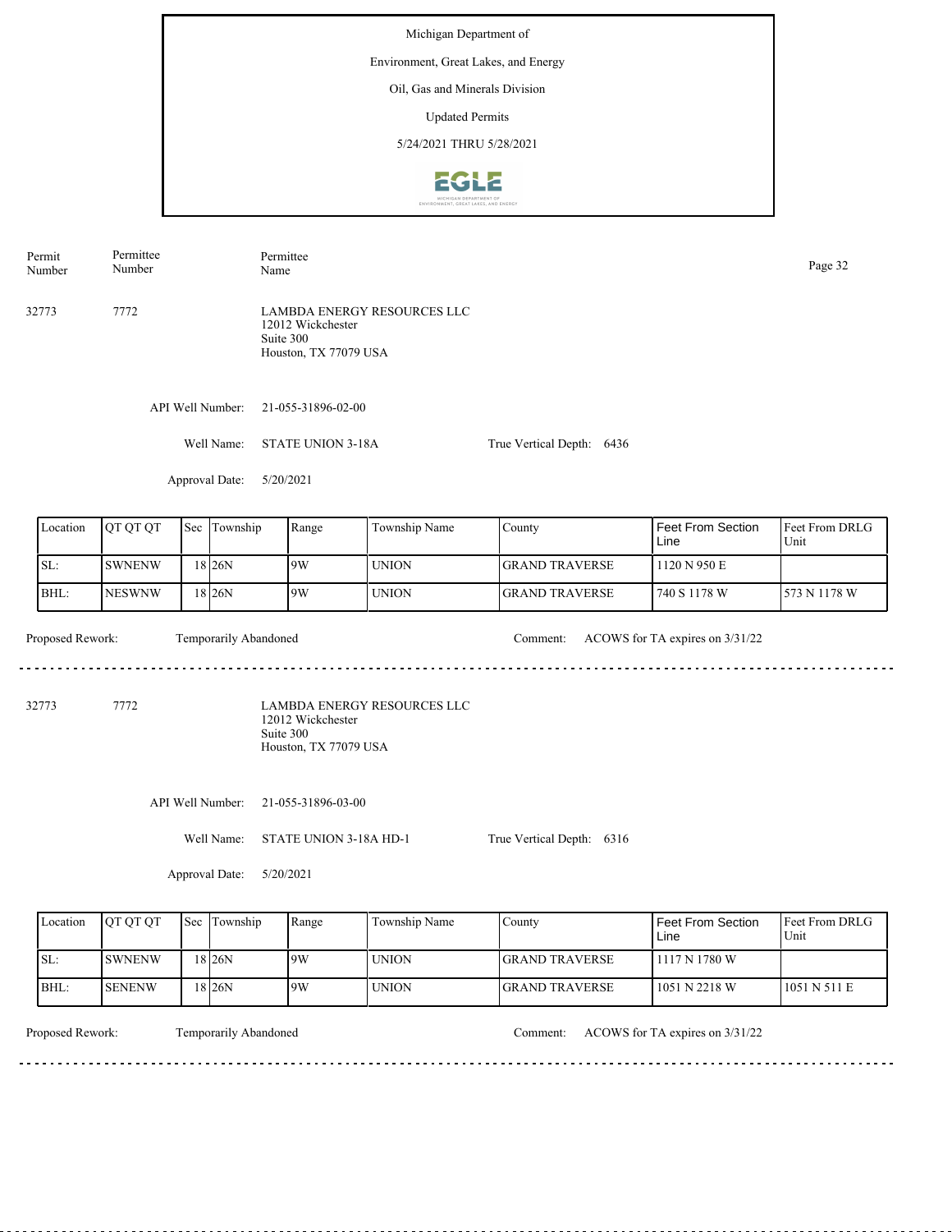Michigan Department of

Environment, Great Lakes, and Energy

Oil, Gas and Minerals Division

Updated Permits

5/24/2021 THRU 5/28/2021

| Permit Number | Permittee Number | Permittee Name |
|---|---|---|
| 32773 | 7772 | LAMBDA ENERGY RESOURCES LLC<br>12012 Wickchester<br>Suite 300<br>Houston, TX 77079 USA |

API Well Number: 21-055-31896-02-00

Well Name: STATE UNION 3-18A

True Vertical Depth: 6436

Approval Date: 5/20/2021

| Location | QT QT QT | Sec | Township | Range | Township Name | County | Feet From Section Line | Feet From DRLG Unit |
|---|---|---|---|---|---|---|---|---|
| SL: | SWNENW | 18 | 26N | 9W | UNION | GRAND TRAVERSE | 1120 N 950 E | |
| BHL: | NESWNW | 18 | 26N | 9W | UNION | GRAND TRAVERSE | 740 S 1178 W | 573 N 1178 W |

Proposed Rework: Temporarily Abandoned

Comment: ACOWS for TA expires on 3/31/22

---

| Permit Number | Permittee Number | Permittee Name |
|---|---|---|
| 32773 | 7772 | LAMBDA ENERGY RESOURCES LLC<br>12012 Wickchester<br>Suite 300<br>Houston, TX 77079 USA |

API Well Number: 21-055-31896-03-00

Well Name: STATE UNION 3-18A HD-1

True Vertical Depth: 6316

Approval Date: 5/20/2021

| Location | QT QT QT | Sec | Township | Range | Township Name | County | Feet From Section Line | Feet From DRLG Unit |
|---|---|---|---|---|---|---|---|---|
| SL: | SWNENW | 18 | 26N | 9W | UNION | GRAND TRAVERSE | 1117 N 1780 W | |
| BHL: | SENENW | 18 | 26N | 9W | UNION | GRAND TRAVERSE | 1051 N 2218 W | 1051 N 511 E |

Proposed Rework: Temporarily Abandoned

Comment: ACOWS for TA expires on 3/31/22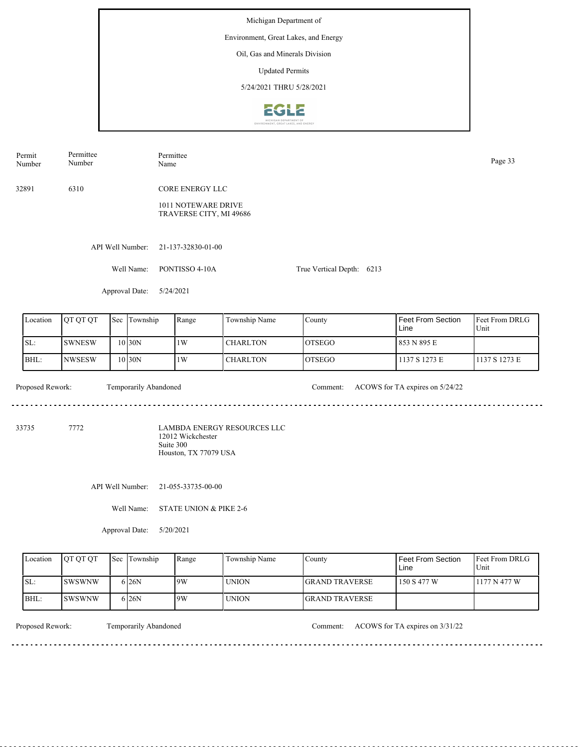Michigan Department of

Environment, Great Lakes, and Energy

Oil, Gas and Minerals Division

Updated Permits

5/24/2021 THRU 5/28/2021

| Permit Number | Permittee Number | Permittee Name |
|---|---|---|
| 32891 | 6310 | CORE ENERGY LLC<br>1011 NOTEWARE DRIVE<br>TRAVERSE CITY, MI 49686 |

API Well Number: 21-137-32830-01-00

Well Name: PONTISSO 4-10A

True Vertical Depth: 6213

Approval Date: 5/24/2021

| Location | QT QT QT | Sec | Township | Range | Township Name | County | Feet From Section Line | Feet From DRLG Unit |
|---|---|---|---|---|---|---|---|---|
| SL: | SWNESW | 10 | 30N | 1W | CHARLTON | OTSEGO | 853 N 895 E | |
| BHL: | NWSESW | 10 | 30N | 1W | CHARLTON | OTSEGO | 1137 S 1273 E | 1137 S 1273 E |

Proposed Rework: Temporarily Abandoned

Comment: ACOWS for TA expires on 5/24/22

---

| Permit Number | Permittee Number | Permittee Name |
|---|---|---|
| 33735 | 7772 | LAMBDA ENERGY RESOURCES LLC<br>12012 Wickchester<br>Suite 300<br>Houston, TX 77079 USA |

API Well Number: 21-055-33735-00-00

Well Name: STATE UNION & PIKE 2-6

Approval Date: 5/20/2021

| Location | QT QT QT | Sec | Township | Range | Township Name | County | Feet From Section Line | Feet From DRLG Unit |
|---|---|---|---|---|---|---|---|---|
| SL: | SWSWNW | 6 | 26N | 9W | UNION | GRAND TRAVERSE | 150 S 477 W | 1177 N 477 W |
| BHL: | SWSWNW | 6 | 26N | 9W | UNION | GRAND TRAVERSE | | |

Proposed Rework: Temporarily Abandoned

Comment: ACOWS for TA expires on 3/31/22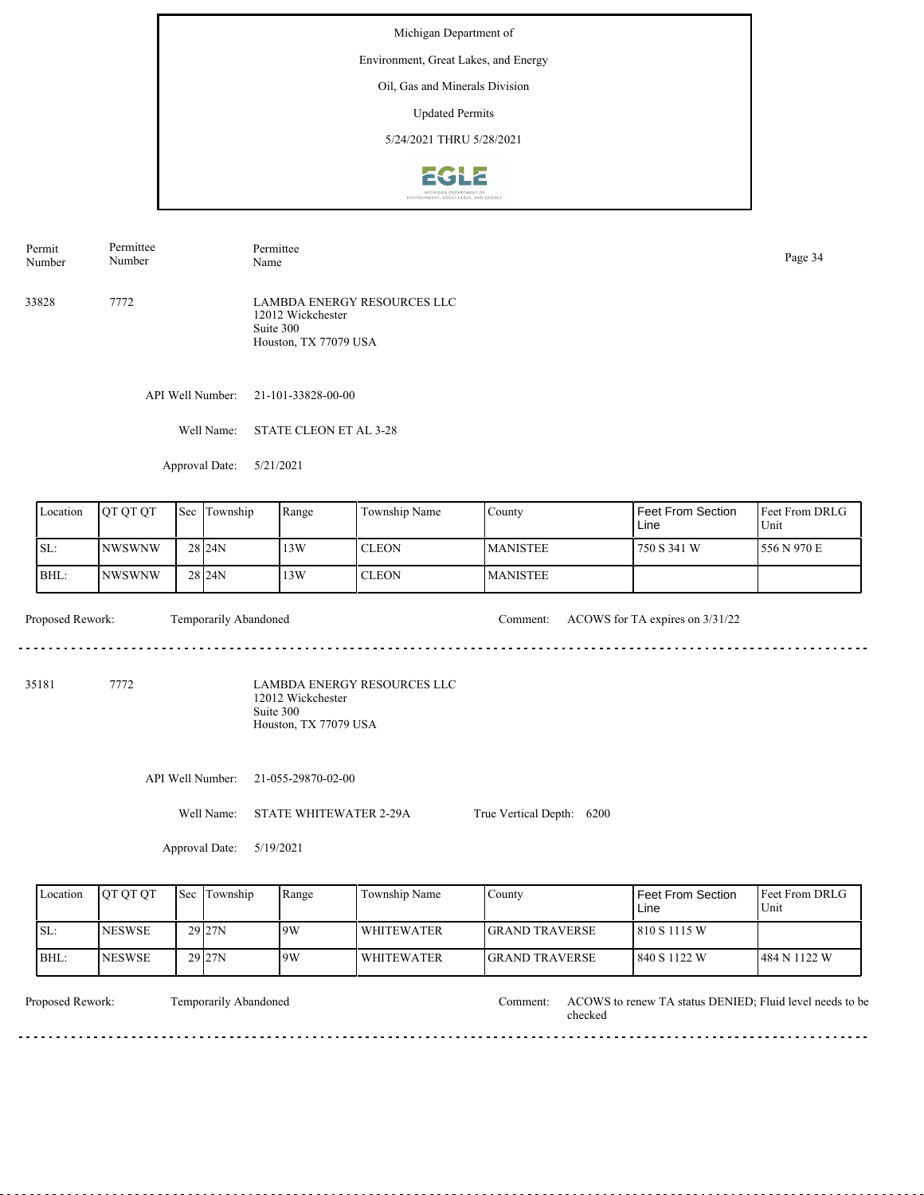Michigan Department of

Environment, Great Lakes, and Energy

Oil, Gas and Minerals Division

Updated Permits

5/24/2021 THRU 5/28/2021

| Permit Number | Permittee Number | Permittee Name |
|---|---|---|
| 33828 | 7772 | LAMBDA ENERGY RESOURCES LLC<br>12012 Wickchester<br>Suite 300<br>Houston, TX 77079 USA |

API Well Number: 21-101-33828-00-00

Well Name: STATE CLEON ET AL 3-28

Approval Date: 5/21/2021

| Location | QT QT QT | Sec | Township | Range | Township Name | County | Feet From Section Line | Feet From DRLG Unit |
|---|---|---|---|---|---|---|---|---|
| SL: | NWSWNW | 28 | 24N | 13W | CLEON | MANISTEE | 750 S 341 W | 556 N 970 E |
| BHL: | NWSWNW | 28 | 24N | 13W | CLEON | MANISTEE | | |

Proposed Rework: Temporarily Abandoned

Comment: ACOWS for TA expires on 3/31/22

---

| Permit Number | Permittee Number | Permittee Name |
|---|---|---|
| 35181 | 7772 | LAMBDA ENERGY RESOURCES LLC<br>12012 Wickchester<br>Suite 300<br>Houston, TX 77079 USA |

API Well Number: 21-055-29870-02-00

Well Name: STATE WHITEWATER 2-29A

True Vertical Depth: 6200

Approval Date: 5/19/2021

| Location | QT QT QT | Sec | Township | Range | Township Name | County | Feet From Section Line | Feet From DRLG Unit |
|---|---|---|---|---|---|---|---|---|
| SL: | NESWSE | 29 | 27N | 9W | WHITEWATER | GRAND TRAVERSE | 810 S 1115 W | |
| BHL: | NESWSE | 29 | 27N | 9W | WHITEWATER | GRAND TRAVERSE | 840 S 1122 W | 484 N 1122 W |

Proposed Rework: Temporarily Abandoned

Comment: ACOWS to renew TA status DENIED; Fluid level needs to be checked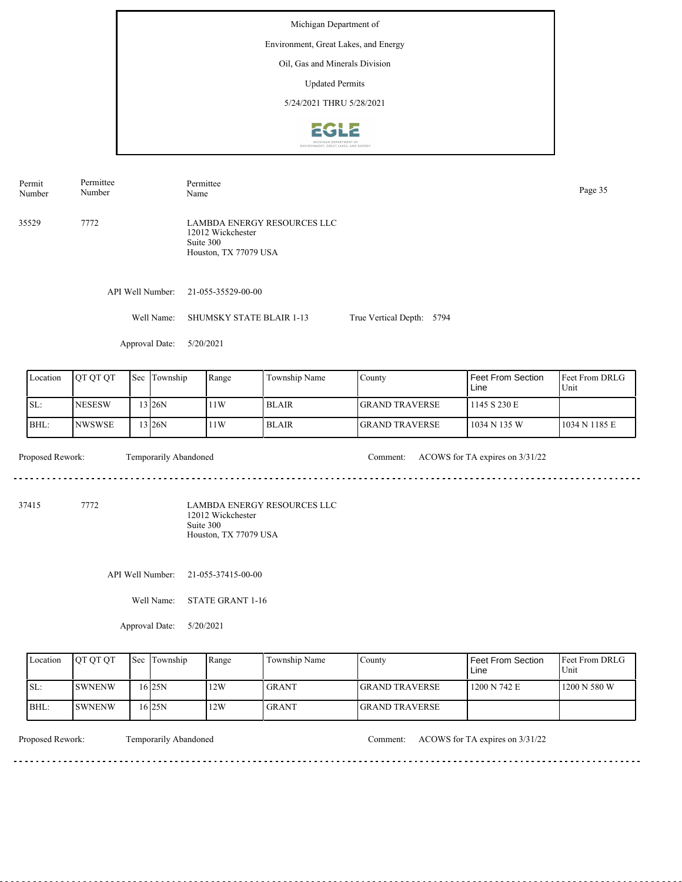Michigan Department of

Environment, Great Lakes, and Energy

Oil, Gas and Minerals Division

Updated Permits

5/24/2021 THRU 5/28/2021

| Permit Number | Permittee Number | Permittee Name |
|---|---|---|
| 35529 | 7772 | LAMBDA ENERGY RESOURCES LLC<br>12012 Wickchester<br>Suite 300<br>Houston, TX 77079 USA |

API Well Number: 21-055-35529-00-00

Well Name: SHUMSKY STATE BLAIR 1-13 True Vertical Depth: 5794

Approval Date: 5/20/2021

| Location | QT QT QT | Sec | Township | Range | Township Name | County | Feet From Section Line | Feet From DRLG Unit |
|---|---|---|---|---|---|---|---|---|
| SL: | NESESW | 13 | 26N | 11W | BLAIR | GRAND TRAVERSE | 1145 S 230 E | |
| BHL: | NWSWSE | 13 | 26N | 11W | BLAIR | GRAND TRAVERSE | 1034 N 135 W | 1034 N 1185 E |

Proposed Rework: Temporarily Abandoned Comment: ACOWS for TA expires on 3/31/22

| Permit Number | Permittee Number | Permittee Name |
|---|---|---|
| 37415 | 7772 | LAMBDA ENERGY RESOURCES LLC<br>12012 Wickchester<br>Suite 300<br>Houston, TX 77079 USA |

API Well Number: 21-055-37415-00-00

Well Name: STATE GRANT 1-16

Approval Date: 5/20/2021

| Location | QT QT QT | Sec | Township | Range | Township Name | County | Feet From Section Line | Feet From DRLG Unit |
|---|---|---|---|---|---|---|---|---|
| SL: | SWNENW | 16 | 25N | 12W | GRANT | GRAND TRAVERSE | 1200 N 742 E | 1200 N 580 W |
| BHL: | SWNENW | 16 | 25N | 12W | GRANT | GRAND TRAVERSE | | |

Proposed Rework: Temporarily Abandoned Comment: ACOWS for TA expires on 3/31/22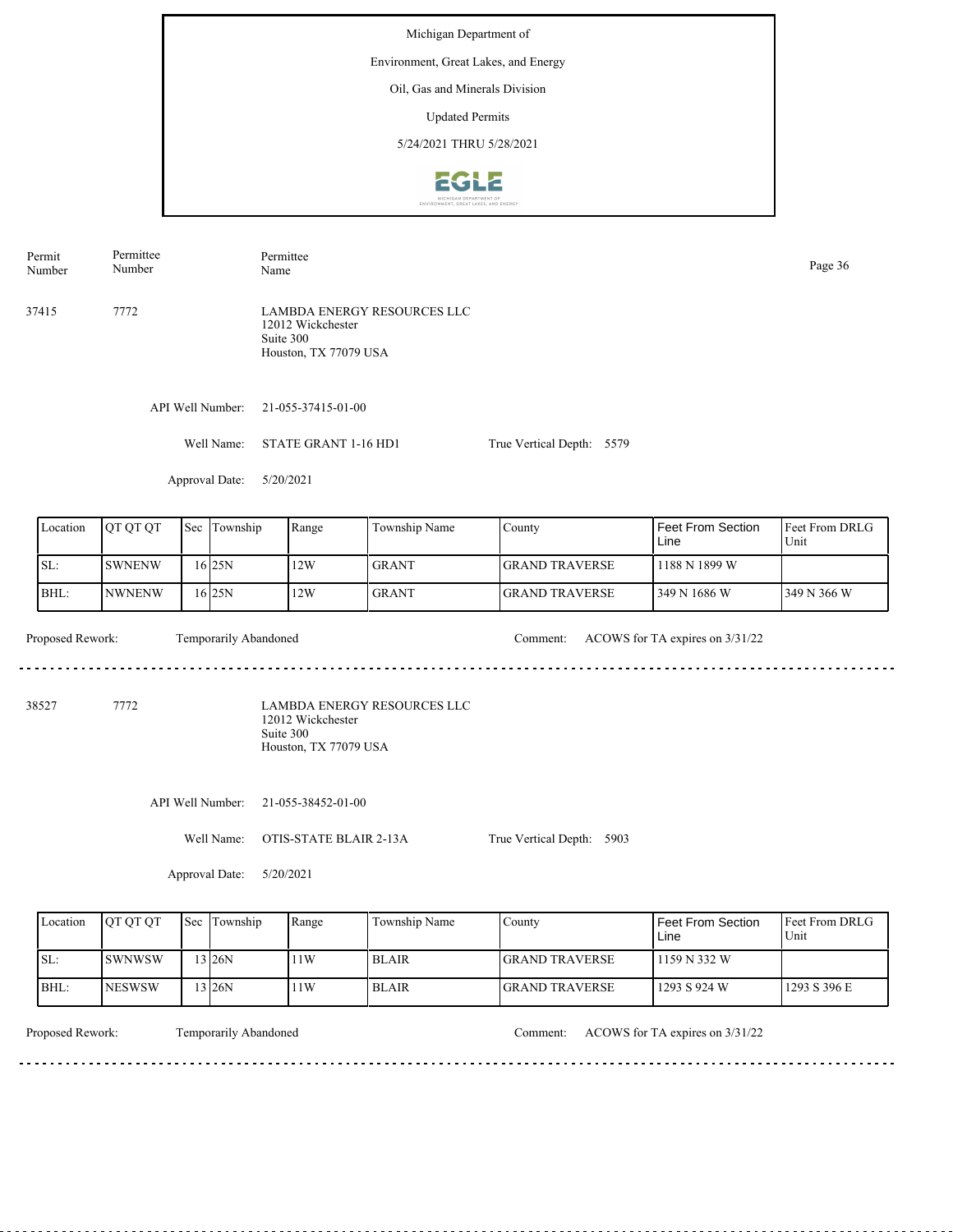Michigan Department of

Environment, Great Lakes, and Energy

Oil, Gas and Minerals Division

Updated Permits

5/24/2021 THRU 5/28/2021

| Permit Number | Permittee Number | Permittee Name |
|---|---|---|
| 37415 | 7772 | LAMBDA ENERGY RESOURCES LLC<br>12012 Wickchester<br>Suite 300<br>Houston, TX 77079 USA |

API Well Number: 21-055-37415-01-00

Well Name: STATE GRANT 1-16 HD1

True Vertical Depth: 5579

Approval Date: 5/20/2021

| Location | QT QT QT | Sec | Township | Range | Township Name | County | Feet From Section Line | Feet From DRLG Unit |
|---|---|---|---|---|---|---|---|---|
| SL: | SWNENW | 16 | 25N | 12W | GRANT | GRAND TRAVERSE | 1188 N 1899 W | |
| BHL: | NWNENW | 16 | 25N | 12W | GRANT | GRAND TRAVERSE | 349 N 1686 W | 349 N 366 W |

Proposed Rework: Temporarily Abandoned

Comment: ACOWS for TA expires on 3/31/22

---

| Permit Number | Permittee Number | Permittee Name |
|---|---|---|
| 38527 | 7772 | LAMBDA ENERGY RESOURCES LLC<br>12012 Wickchester<br>Suite 300<br>Houston, TX 77079 USA |

API Well Number: 21-055-38452-01-00

Well Name: OTIS-STATE BLAIR 2-13A

True Vertical Depth: 5903

Approval Date: 5/20/2021

| Location | QT QT QT | Sec | Township | Range | Township Name | County | Feet From Section Line | Feet From DRLG Unit |
|---|---|---|---|---|---|---|---|---|
| SL: | SWNWSW | 13 | 26N | 11W | BLAIR | GRAND TRAVERSE | 1159 N 332 W | |
| BHL: | NESWSW | 13 | 26N | 11W | BLAIR | GRAND TRAVERSE | 1293 S 924 W | 1293 S 396 E |

Proposed Rework: Temporarily Abandoned

Comment: ACOWS for TA expires on 3/31/22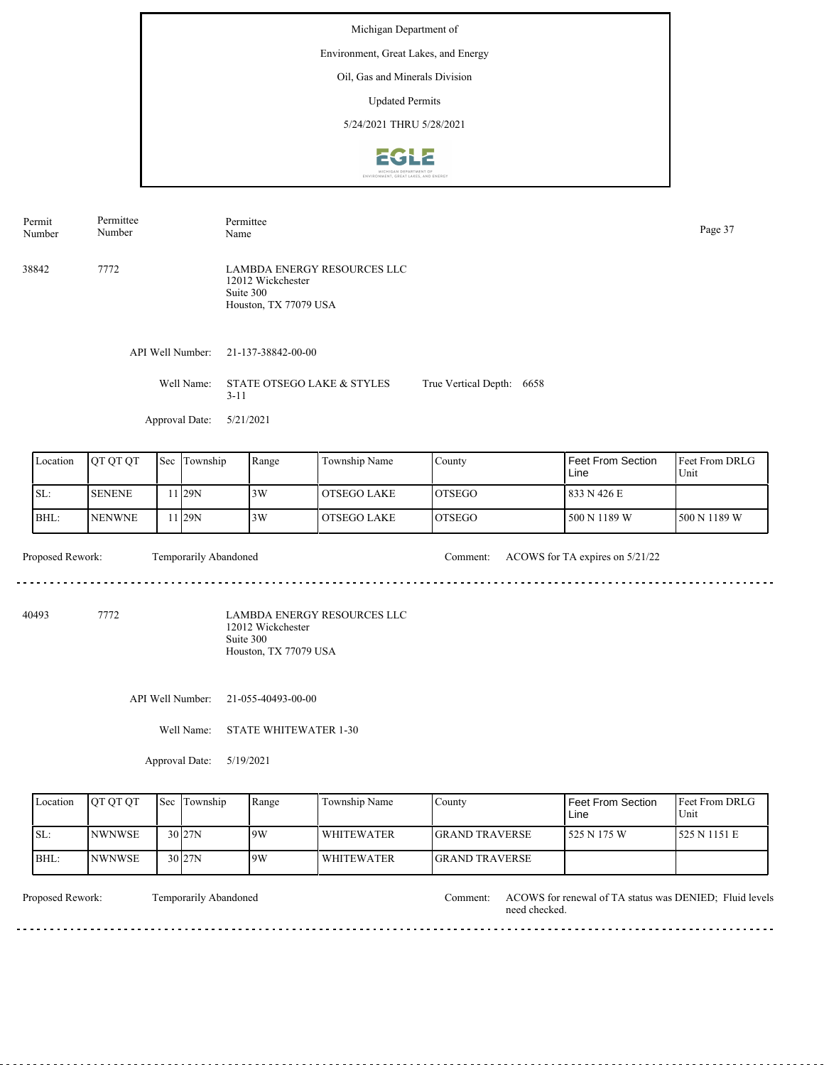Michigan Department of

Environment, Great Lakes, and Energy

Oil, Gas and Minerals Division

Updated Permits

5/24/2021 THRU 5/28/2021

| Permit Number | Permittee Number | Permittee Name |
|---|---|---|
| 38842 | 7772 | LAMBDA ENERGY RESOURCES LLC<br>12012 Wickchester<br>Suite 300<br>Houston, TX 77079 USA |

API Well Number: 21-137-38842-00-00

Well Name: STATE OTSEGO LAKE & STYLES 3-11

True Vertical Depth: 6658

Approval Date: 5/21/2021

| Location | QT QT QT | Sec | Township | Range | Township Name | County | Feet From Section Line | Feet From DRLG Unit |
|---|---|---|---|---|---|---|---|---|
| SL: | SENENE | 11 | 29N | 3W | OTSEGO LAKE | OTSEGO | 833 N 426 E | |
| BHL: | NENWNE | 11 | 29N | 3W | OTSEGO LAKE | OTSEGO | 500 N 1189 W | 500 N 1189 W |

Proposed Rework: Temporarily Abandoned

Comment: ACOWS for TA expires on 5/21/22

---

| Permit Number | Permittee Number | Permittee Name |
|---|---|---|
| 40493 | 7772 | LAMBDA ENERGY RESOURCES LLC<br>12012 Wickchester<br>Suite 300<br>Houston, TX 77079 USA |

API Well Number: 21-055-40493-00-00

Well Name: STATE WHITEWATER 1-30

Approval Date: 5/19/2021

| Location | QT QT QT | Sec | Township | Range | Township Name | County | Feet From Section Line | Feet From DRLG Unit |
|---|---|---|---|---|---|---|---|---|
| SL: | NWNWSE | 30 | 27N | 9W | WHITEWATER | GRAND TRAVERSE | 525 N 175 W | 525 N 1151 E |
| BHL: | NWNWSE | 30 | 27N | 9W | WHITEWATER | GRAND TRAVERSE | | |

Proposed Rework: Temporarily Abandoned

Comment: ACOWS for renewal of TA status was DENIED; Fluid levels need checked.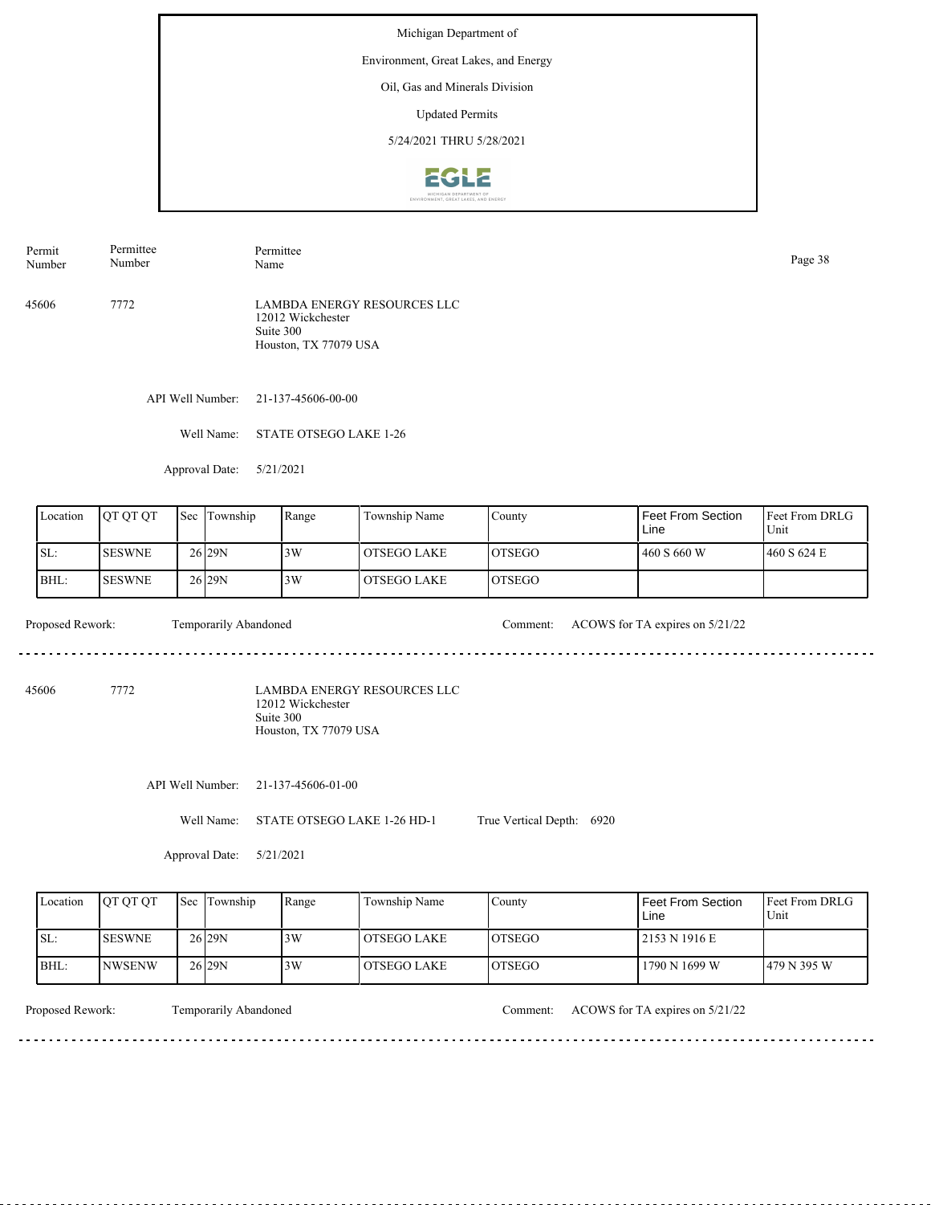Michigan Department of

Environment, Great Lakes, and Energy

Oil, Gas and Minerals Division

Updated Permits

5/24/2021 THRU 5/28/2021

| Permit Number | Permittee Number | Permittee Name |
|---|---|---|
| 45606 | 7772 | LAMBDA ENERGY RESOURCES LLC<br>12012 Wickchester<br>Suite 300<br>Houston, TX 77079 USA |

API Well Number: 21-137-45606-00-00

Well Name: STATE OTSEGO LAKE 1-26

Approval Date: 5/21/2021

| Location | QT QT QT | Sec | Township | Range | Township Name | County | Feet From Section Line | Feet From DRLG Unit |
|---|---|---|---|---|---|---|---|---|
| SL: | SESWNE | 26 | 29N | 3W | OTSEGO LAKE | OTSEGO | 460 S 660 W | 460 S 624 E |
| BHL: | SESWNE | 26 | 29N | 3W | OTSEGO LAKE | OTSEGO | | |

Proposed Rework: Temporarily Abandoned

Comment: ACOWS for TA expires on 5/21/22

---

| Permit Number | Permittee Number | Permittee Name |
|---|---|---|
| 45606 | 7772 | LAMBDA ENERGY RESOURCES LLC<br>12012 Wickchester<br>Suite 300<br>Houston, TX 77079 USA |

API Well Number: 21-137-45606-01-00

Well Name: STATE OTSEGO LAKE 1-26 HD-1

True Vertical Depth: 6920

Approval Date: 5/21/2021

| Location | QT QT QT | Sec | Township | Range | Township Name | County | Feet From Section Line | Feet From DRLG Unit |
|---|---|---|---|---|---|---|---|---|
| SL: | SESWNE | 26 | 29N | 3W | OTSEGO LAKE | OTSEGO | 2153 N 1916 E | |
| BHL: | NWSENW | 26 | 29N | 3W | OTSEGO LAKE | OTSEGO | 1790 N 1699 W | 479 N 395 W |

Proposed Rework: Temporarily Abandoned

Comment: ACOWS for TA expires on 5/21/22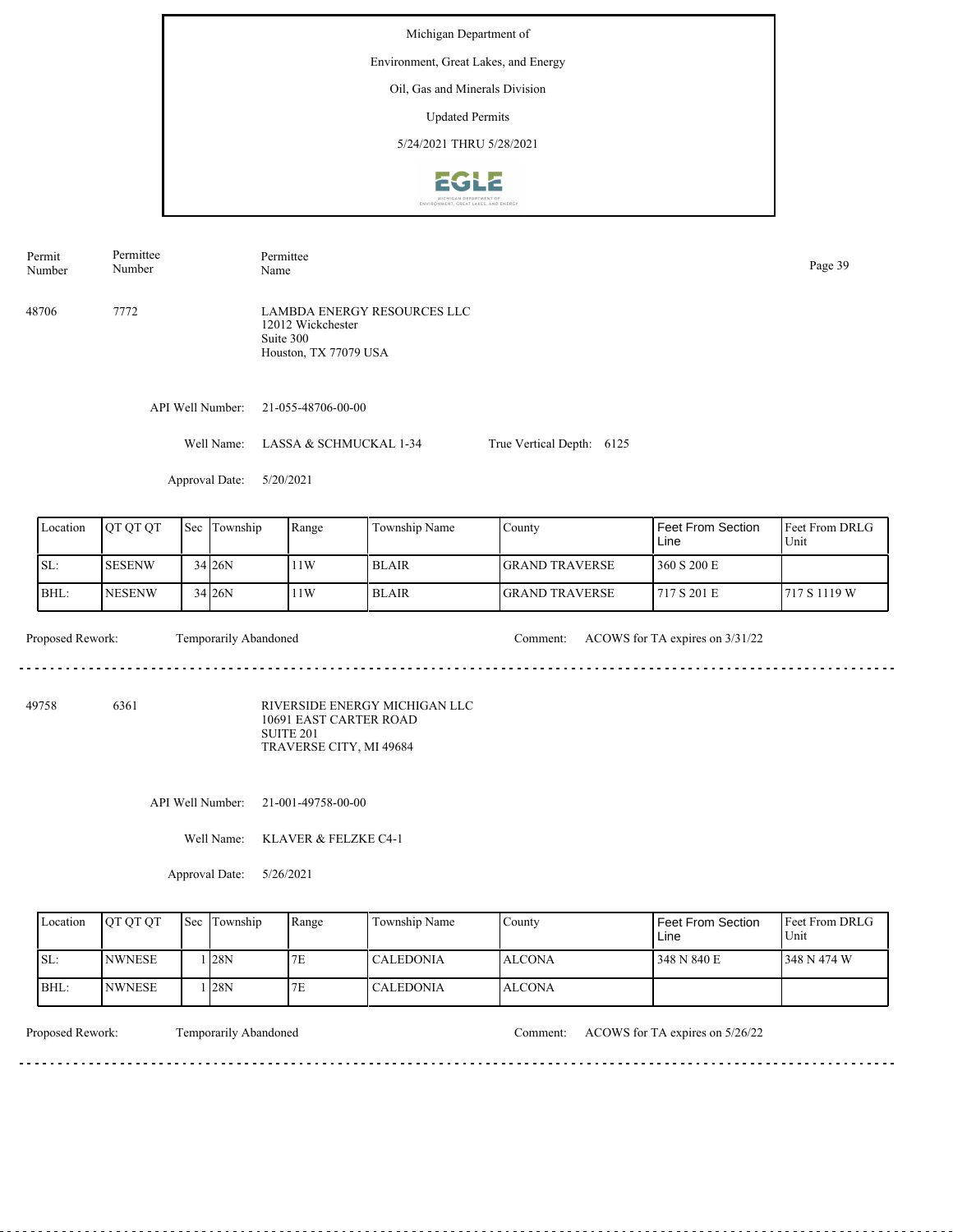Michigan Department of

Environment, Great Lakes, and Energy

Oil, Gas and Minerals Division

Updated Permits

5/24/2021 THRU 5/28/2021

| Permit Number | Permittee Number | Permittee Name |
|---|---|---|
| 48706 | 7772 | LAMBDA ENERGY RESOURCES LLC<br>12012 Wickchester<br>Suite 300<br>Houston, TX 77079 USA |

API Well Number: 21-055-48706-00-00

Well Name: LASSA & SCHMUCKAL 1-34 True Vertical Depth: 6125

Approval Date: 5/20/2021

| Location | QT QT QT | Sec | Township | Range | Township Name | County | Feet From Section Line | Feet From DRLG Unit |
|---|---|---|---|---|---|---|---|---|
| SL: | SESENW | 34 | 26N | 11W | BLAIR | GRAND TRAVERSE | 360 S 200 E | |
| BHL: | NESENW | 34 | 26N | 11W | BLAIR | GRAND TRAVERSE | 717 S 201 E | 717 S 1119 W |

Proposed Rework: Temporarily Abandoned Comment: ACOWS for TA expires on 3/31/22

---

| Permit Number | Permittee Number | Permittee Name |
|---|---|---|
| 49758 | 6361 | RIVERSIDE ENERGY MICHIGAN LLC<br>10691 EAST CARTER ROAD<br>SUITE 201<br>TRAVERSE CITY, MI 49684 |

API Well Number: 21-001-49758-00-00

Well Name: KLAVER & FELZKE C4-1

Approval Date: 5/26/2021

| Location | QT QT QT | Sec | Township | Range | Township Name | County | Feet From Section Line | Feet From DRLG Unit |
|---|---|---|---|---|---|---|---|---|
| SL: | NWNESE | 1 | 28N | 7E | CALEDONIA | ALCONA | 348 N 840 E | 348 N 474 W |
| BHL: | NWNESE | 1 | 28N | 7E | CALEDONIA | ALCONA | | |

Proposed Rework: Temporarily Abandoned Comment: ACOWS for TA expires on 5/26/22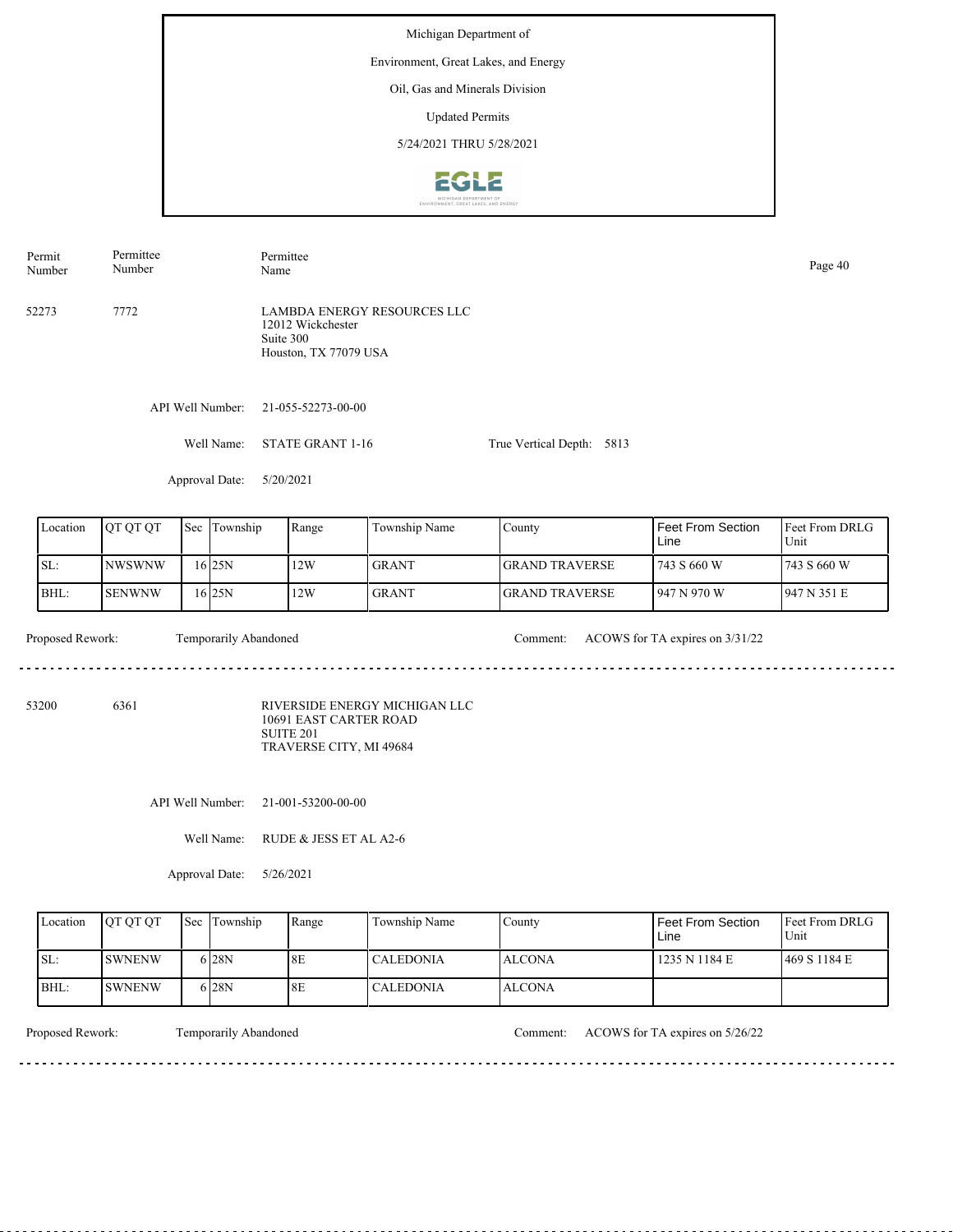Michigan Department of

Environment, Great Lakes, and Energy

Oil, Gas and Minerals Division

Updated Permits

5/24/2021 THRU 5/28/2021

| Permit Number | Permittee Number | Permittee Name |
|---|---|---|
| 52273 | 7772 | LAMBDA ENERGY RESOURCES LLC<br>12012 Wickchester<br>Suite 300<br>Houston, TX 77079 USA |

API Well Number: 21-055-52273-00-00

Well Name: STATE GRANT 1-16

True Vertical Depth: 5813

Approval Date: 5/20/2021

| Location | QT QT QT | Sec | Township | Range | Township Name | County | Feet From Section Line | Feet From DRLG Unit |
|---|---|---|---|---|---|---|---|---|
| SL: | NWSWNW | 16 | 25N | 12W | GRANT | GRAND TRAVERSE | 743 S 660 W | 743 S 660 W |
| BHL: | SENWNW | 16 | 25N | 12W | GRANT | GRAND TRAVERSE | 947 N 970 W | 947 N 351 E |

Proposed Rework: Temporarily Abandoned

Comment: ACOWS for TA expires on 3/31/22

---

| Permit Number | Permittee Number | Permittee Name |
|---|---|---|
| 53200 | 6361 | RIVERSIDE ENERGY MICHIGAN LLC<br>10691 EAST CARTER ROAD<br>SUITE 201<br>TRAVERSE CITY, MI 49684 |

API Well Number: 21-001-53200-00-00

Well Name: RUDE & JESS ET AL A2-6

Approval Date: 5/26/2021

| Location | QT QT QT | Sec | Township | Range | Township Name | County | Feet From Section Line | Feet From DRLG Unit |
|---|---|---|---|---|---|---|---|---|
| SL: | SWNENW | 6 | 28N | 8E | CALEDONIA | ALCONA | 1235 N 1184 E | 469 S 1184 E |
| BHL: | SWNENW | 6 | 28N | 8E | CALEDONIA | ALCONA | | |

Proposed Rework: Temporarily Abandoned

Comment: ACOWS for TA expires on 5/26/22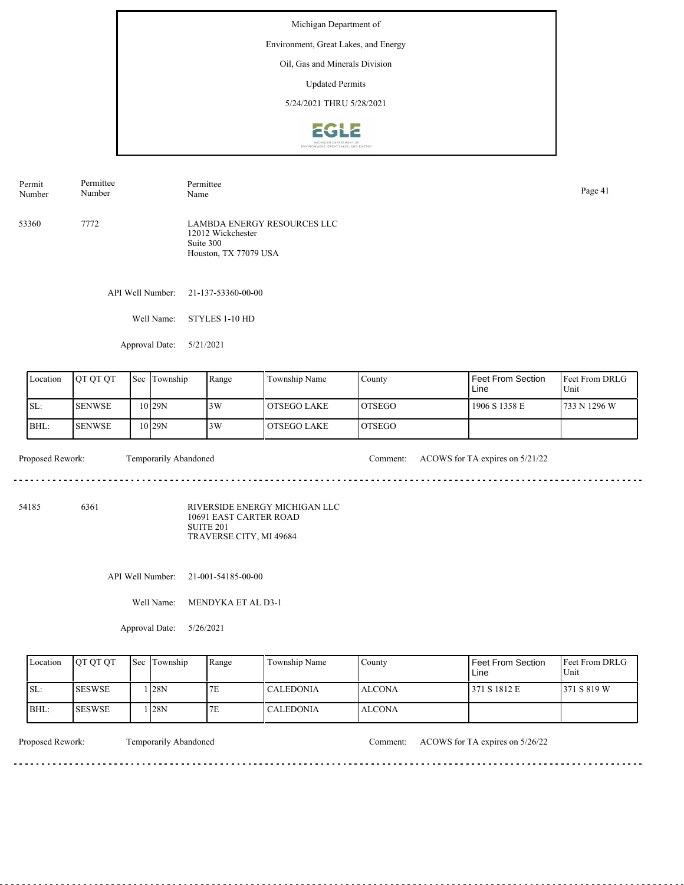Michigan Department of

Environment, Great Lakes, and Energy

Oil, Gas and Minerals Division

Updated Permits

5/24/2021 THRU 5/28/2021

| Permit Number | Permittee Number | Permittee Name |
|---|---|---|
| 53360 | 7772 | LAMBDA ENERGY RESOURCES LLC<br>12012 Wickchester<br>Suite 300<br>Houston, TX 77079 USA |

API Well Number: 21-137-53360-00-00

Well Name: STYLES 1-10 HD

Approval Date: 5/21/2021

| Location | QT QT QT | Sec | Township | Range | Township Name | County | Feet From Section Line | Feet From DRLG Unit |
|---|---|---|---|---|---|---|---|---|
| SL: | SENWSE | 10 | 29N | 3W | OTSEGO LAKE | OTSEGO | 1906 S 1358 E | 733 N 1296 W |
| BHL: | SENWSE | 10 | 29N | 3W | OTSEGO LAKE | OTSEGO | | |

Proposed Rework: Temporarily Abandoned

Comment: ACOWS for TA expires on 5/21/22

---

| Permit Number | Permittee Number | Permittee Name |
|---|---|---|
| 54185 | 6361 | RIVERSIDE ENERGY MICHIGAN LLC<br>10691 EAST CARTER ROAD<br>SUITE 201<br>TRAVERSE CITY, MI 49684 |

API Well Number: 21-001-54185-00-00

Well Name: MENDYKA ET AL D3-1

Approval Date: 5/26/2021

| Location | QT QT QT | Sec | Township | Range | Township Name | County | Feet From Section Line | Feet From DRLG Unit |
|---|---|---|---|---|---|---|---|---|
| SL: | SESWSE | 1 | 28N | 7E | CALEDONIA | ALCONA | 371 S 1812 E | 371 S 819 W |
| BHL: | SESWSE | 1 | 28N | 7E | CALEDONIA | ALCONA | | |

Proposed Rework: Temporarily Abandoned

Comment: ACOWS for TA expires on 5/26/22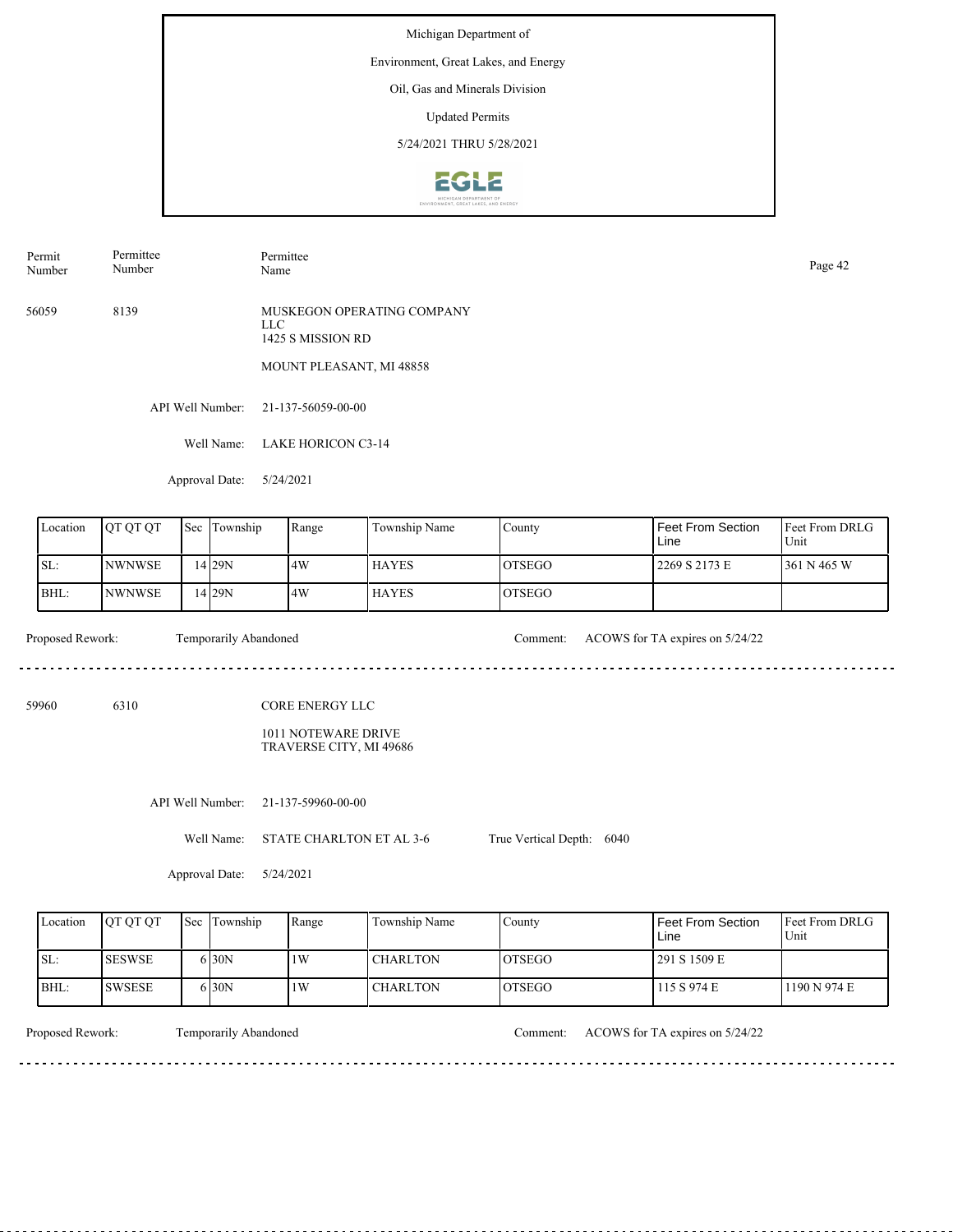Michigan Department of

Environment, Great Lakes, and Energy

Oil, Gas and Minerals Division

Updated Permits

5/24/2021 THRU 5/28/2021

| Permit Number | Permittee Number | Permittee Name |
|---|---|---|
| 56059 | 8139 | MUSKEGON OPERATING COMPANY LLC<br>1425 S MISSION RD<br><br>MOUNT PLEASANT, MI 48858 |

API Well Number: 21-137-56059-00-00

Well Name: LAKE HORICON C3-14

Approval Date: 5/24/2021

| Location | QT QT QT | Sec | Township | Range | Township Name | County | Feet From Section Line | Feet From DRLG Unit |
|---|---|---|---|---|---|---|---|---|
| SL: | NWNWSE | 14 | 29N | 4W | HAYES | OTSEGO | 2269 S 2173 E | 361 N 465 W |
| BHL: | NWNWSE | 14 | 29N | 4W | HAYES | OTSEGO | | |

Proposed Rework: Temporarily Abandoned

Comment: ACOWS for TA expires on 5/24/22

---

| Permit Number | Permittee Number | Permittee Name |
|---|---|---|
| 59960 | 6310 | CORE ENERGY LLC<br><br>1011 NOTEWARE DRIVE<br>TRAVERSE CITY, MI 49686 |

API Well Number: 21-137-59960-00-00

Well Name: STATE CHARLTON ET AL 3-6

True Vertical Depth: 6040

Approval Date: 5/24/2021

| Location | QT QT QT | Sec | Township | Range | Township Name | County | Feet From Section Line | Feet From DRLG Unit |
|---|---|---|---|---|---|---|---|---|
| SL: | SESWSE | 6 | 30N | 1W | CHARLTON | OTSEGO | 291 S 1509 E | |
| BHL: | SWSESE | 6 | 30N | 1W | CHARLTON | OTSEGO | 115 S 974 E | 1190 N 974 E |

Proposed Rework: Temporarily Abandoned

Comment: ACOWS for TA expires on 5/24/22

---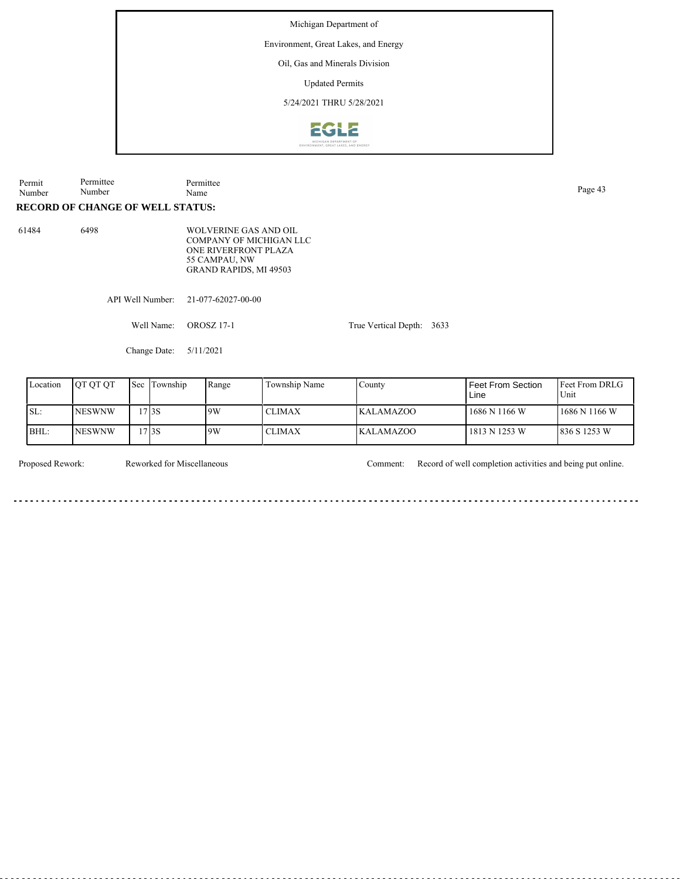Michigan Department of

Environment, Great Lakes, and Energy

Oil, Gas and Minerals Division

Updated Permits

5/24/2021 THRU 5/28/2021

| Permit Number | Permittee Number | Permittee Name |
|---|---|---|

**RECORD OF CHANGE OF WELL STATUS:**

61484 6498 WOLVERINE GAS AND OIL COMPANY OF MICHIGAN LLC
ONE RIVERFRONT PLAZA
55 CAMPAU, NW
GRAND RAPIDS, MI 49503

API Well Number: 21-077-62027-00-00

Well Name: OROSZ 17-1 True Vertical Depth: 3633

Change Date: 5/11/2021

| Location | QT QT QT | Sec | Township | Range | Township Name | County | Feet From Section Line | Feet From DRLG Unit |
|---|---|---|---|---|---|---|---|---|
| SL: | NESWNW | 17 | 3S | 9W | CLIMAX | KALAMAZOO | 1686 N 1166 W | 1686 N 1166 W |
| BHL: | NESWNW | 17 | 3S | 9W | CLIMAX | KALAMAZOO | 1813 N 1253 W | 836 S 1253 W |

Proposed Rework: Reworked for Miscellaneous

Comment: Record of well completion activities and being put online.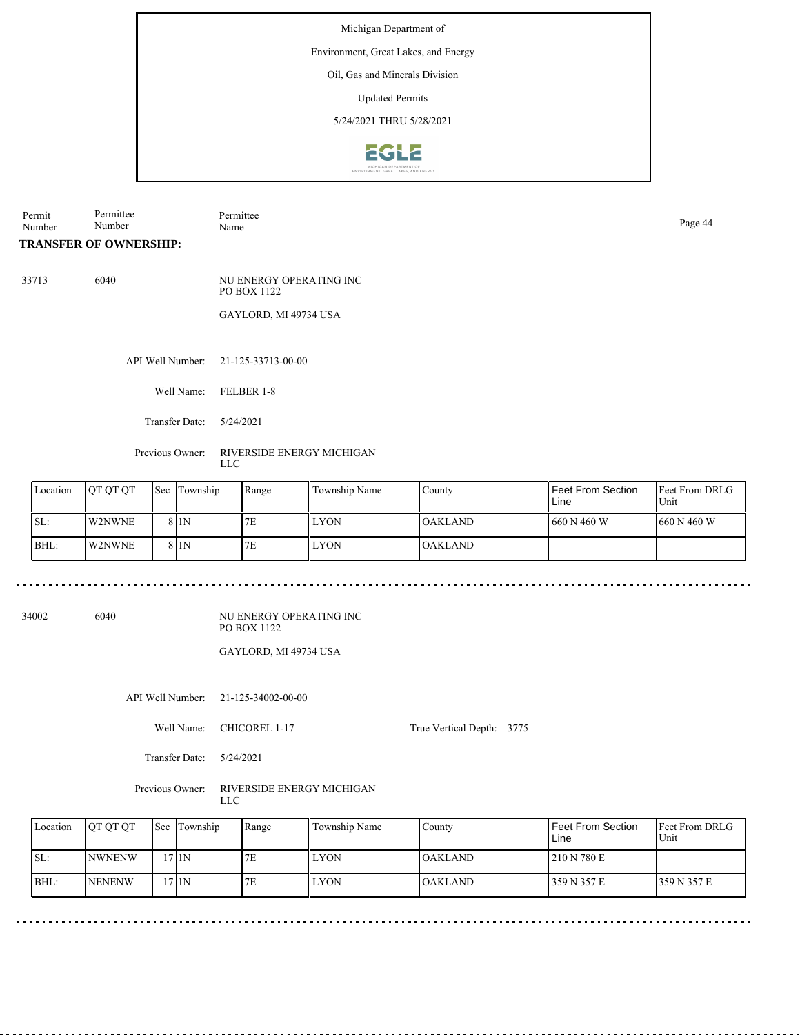Michigan Department of

Environment, Great Lakes, and Energy

Oil, Gas and Minerals Division

Updated Permits

5/24/2021 THRU 5/28/2021

EGLE

| Permit Number | Permittee Number | Permittee Name |
|---|---|---|

**TRANSFER OF OWNERSHIP:**

33713 6040 NU ENERGY OPERATING INC
PO BOX 1122

GAYLORD, MI 49734 USA

API Well Number: 21-125-33713-00-00

Well Name: FELBER 1-8

Transfer Date: 5/24/2021

Previous Owner: RIVERSIDE ENERGY MICHIGAN LLC

| Location | QT QT QT | Sec | Township | Range | Township Name | County | Feet From Section Line | Feet From DRLG Unit |
|---|---|---|---|---|---|---|---|---|
| SL: | W2NWNE | 8 | 1N | 7E | LYON | OAKLAND | 660 N 460 W | 660 N 460 W |
| BHL: | W2NWNE | 8 | 1N | 7E | LYON | OAKLAND | | |

34002 6040 NU ENERGY OPERATING INC
PO BOX 1122

GAYLORD, MI 49734 USA

API Well Number: 21-125-34002-00-00

Well Name: CHICOREL 1-17 True Vertical Depth: 3775

Transfer Date: 5/24/2021

Previous Owner: RIVERSIDE ENERGY MICHIGAN LLC

| Location | QT QT QT | Sec | Township | Range | Township Name | County | Feet From Section Line | Feet From DRLG Unit |
|---|---|---|---|---|---|---|---|---|
| SL: | NWNENW | 17 | 1N | 7E | LYON | OAKLAND | 210 N 780 E | |
| BHL: | NENENW | 17 | 1N | 7E | LYON | OAKLAND | 359 N 357 E | 359 N 357 E |